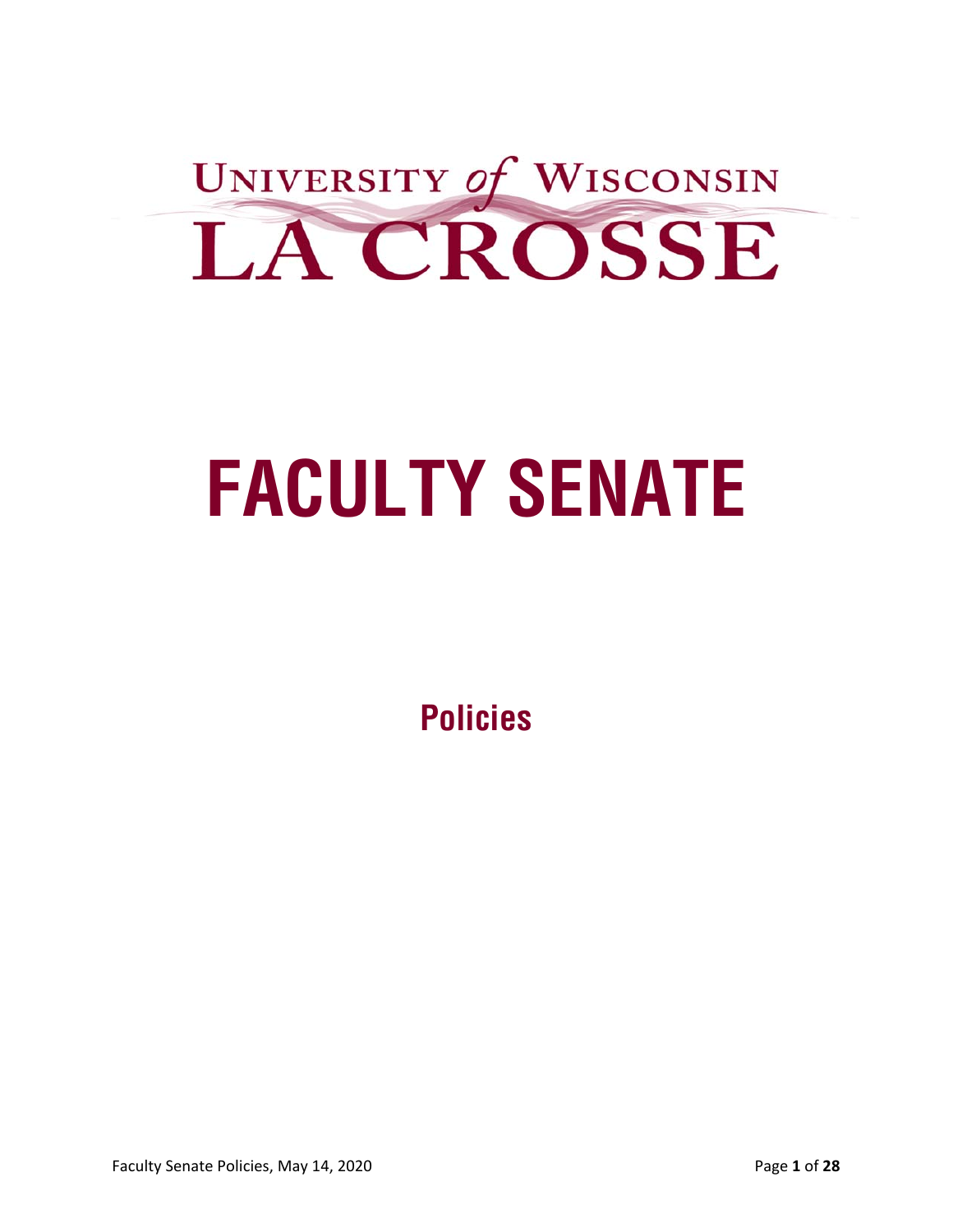UNIVERSITY of WISCONSIN

LA CROSSE

# FACULTY SENATE

## Policies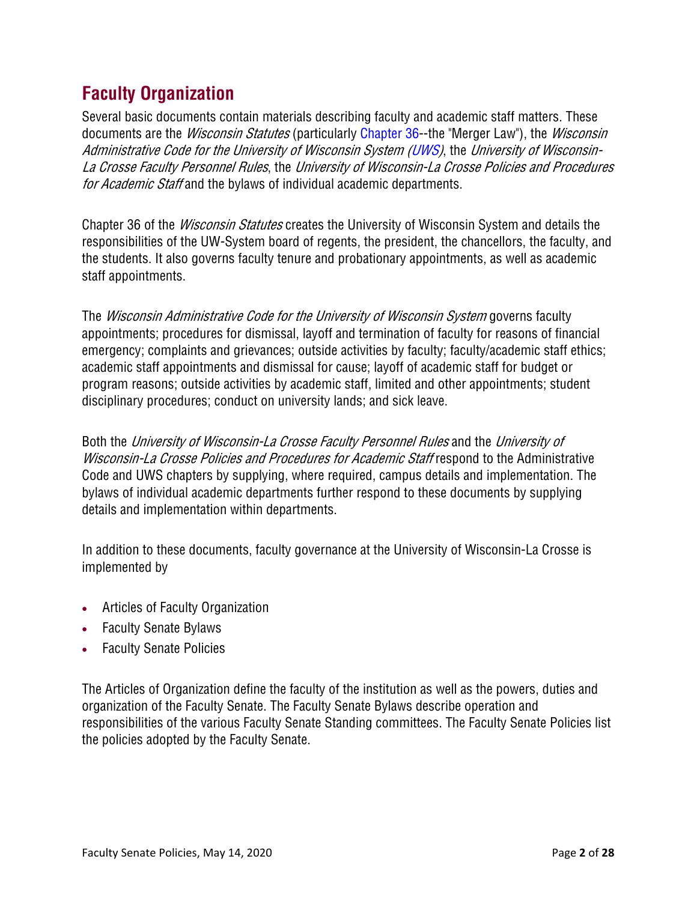## Faculty Organization

Several basic documents contain materials describing faculty and academic staff matters. These documents are the *Wisconsin Statutes* (particularly Chapter 36--the "Merger Law"), the *Wisconsin Administrative Code for the University of Wisconsin System (UWS)*, the *University of Wisconsin-La Crosse Faculty Personnel Rules*, the *University of Wisconsin-La Crosse Policies and Procedures for Academic Staff* and the bylaws of individual academic departments.

Chapter 36 of the *Wisconsin Statutes* creates the University of Wisconsin System and details the responsibilities of the UW-System board of regents, the president, the chancellors, the faculty, and the students. It also governs faculty tenure and probationary appointments, as well as academic staff appointments.

The *Wisconsin Administrative Code for the University of Wisconsin System* governs faculty appointments; procedures for dismissal, layoff and termination of faculty for reasons of financial emergency; complaints and grievances; outside activities by faculty; faculty/academic staff ethics; academic staff appointments and dismissal for cause; layoff of academic staff for budget or program reasons; outside activities by academic staff, limited and other appointments; student disciplinary procedures; conduct on university lands; and sick leave.

Both the *University of Wisconsin-La Crosse Faculty Personnel Rules* and the *University of Wisconsin-La Crosse Policies and Procedures for Academic Staff* respond to the Administrative Code and UWS chapters by supplying, where required, campus details and implementation. The bylaws of individual academic departments further respond to these documents by supplying details and implementation within departments.

In addition to these documents, faculty governance at the University of Wisconsin-La Crosse is implemented by

- Articles of Faculty Organization
- Faculty Senate Bylaws
- Faculty Senate Policies

The Articles of Organization define the faculty of the institution as well as the powers, duties and organization of the Faculty Senate. The Faculty Senate Bylaws describe operation and responsibilities of the various Faculty Senate Standing committees. The Faculty Senate Policies list the policies adopted by the Faculty Senate.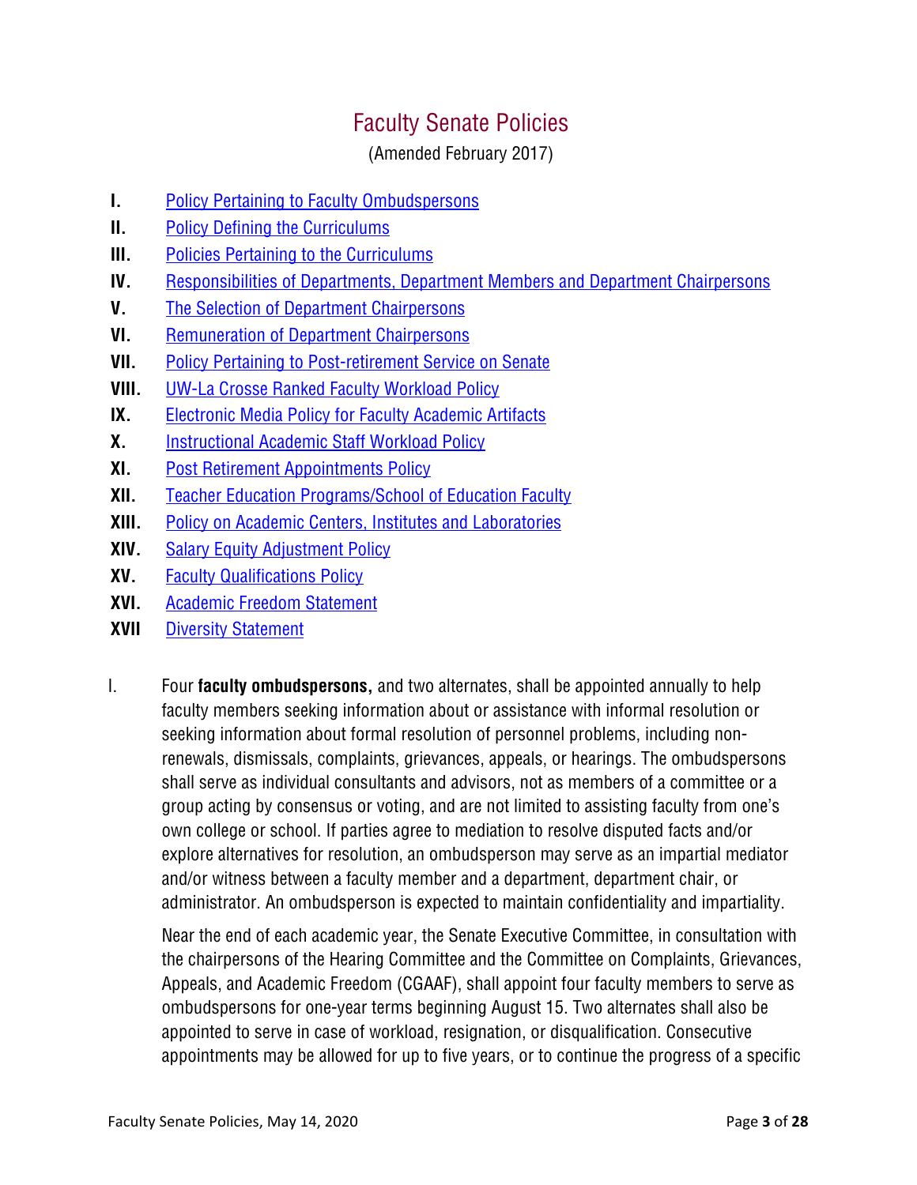# Faculty Senate Policies

(Amended February 2017)

- **I.** Policy Pertaining to Faculty Ombudspersons
- **II.** Policy Defining the Curriculums
- **III.** Policies Pertaining to the Curriculums
- **IV.** Responsibilities of Departments, Department Members and Department Chairpersons
- **V.** The Selection of Department Chairpersons
- **VI.** Remuneration of Department Chairpersons
- **VII.** Policy Pertaining to Post-retirement Service on Senate
- **VIII.** UW-La Crosse Ranked Faculty Workload Policy
- **IX.** Electronic Media Policy for Faculty Academic Artifacts
- **X.** Instructional Academic Staff Workload Policy
- **XI.** Post Retirement Appointments Policy
- **XII.** Teacher Education Programs/School of Education Faculty
- **XIII.** Policy on Academic Centers, Institutes and Laboratories
- **XIV.** Salary Equity Adjustment Policy
- **XV.** Faculty Qualifications Policy
- **XVI.** Academic Freedom Statement
- **XVII** Diversity Statement

I. Four **faculty ombudspersons,** and two alternates, shall be appointed annually to help faculty members seeking information about or assistance with informal resolution or seeking information about formal resolution of personnel problems, including non-renewals, dismissals, complaints, grievances, appeals, or hearings. The ombudspersons shall serve as individual consultants and advisors, not as members of a committee or a group acting by consensus or voting, and are not limited to assisting faculty from one's own college or school. If parties agree to mediation to resolve disputed facts and/or explore alternatives for resolution, an ombudsperson may serve as an impartial mediator and/or witness between a faculty member and a department, department chair, or administrator. An ombudsperson is expected to maintain confidentiality and impartiality.

Near the end of each academic year, the Senate Executive Committee, in consultation with the chairpersons of the Hearing Committee and the Committee on Complaints, Grievances, Appeals, and Academic Freedom (CGAAF), shall appoint four faculty members to serve as ombudspersons for one-year terms beginning August 15. Two alternates shall also be appointed to serve in case of workload, resignation, or disqualification. Consecutive appointments may be allowed for up to five years, or to continue the progress of a specific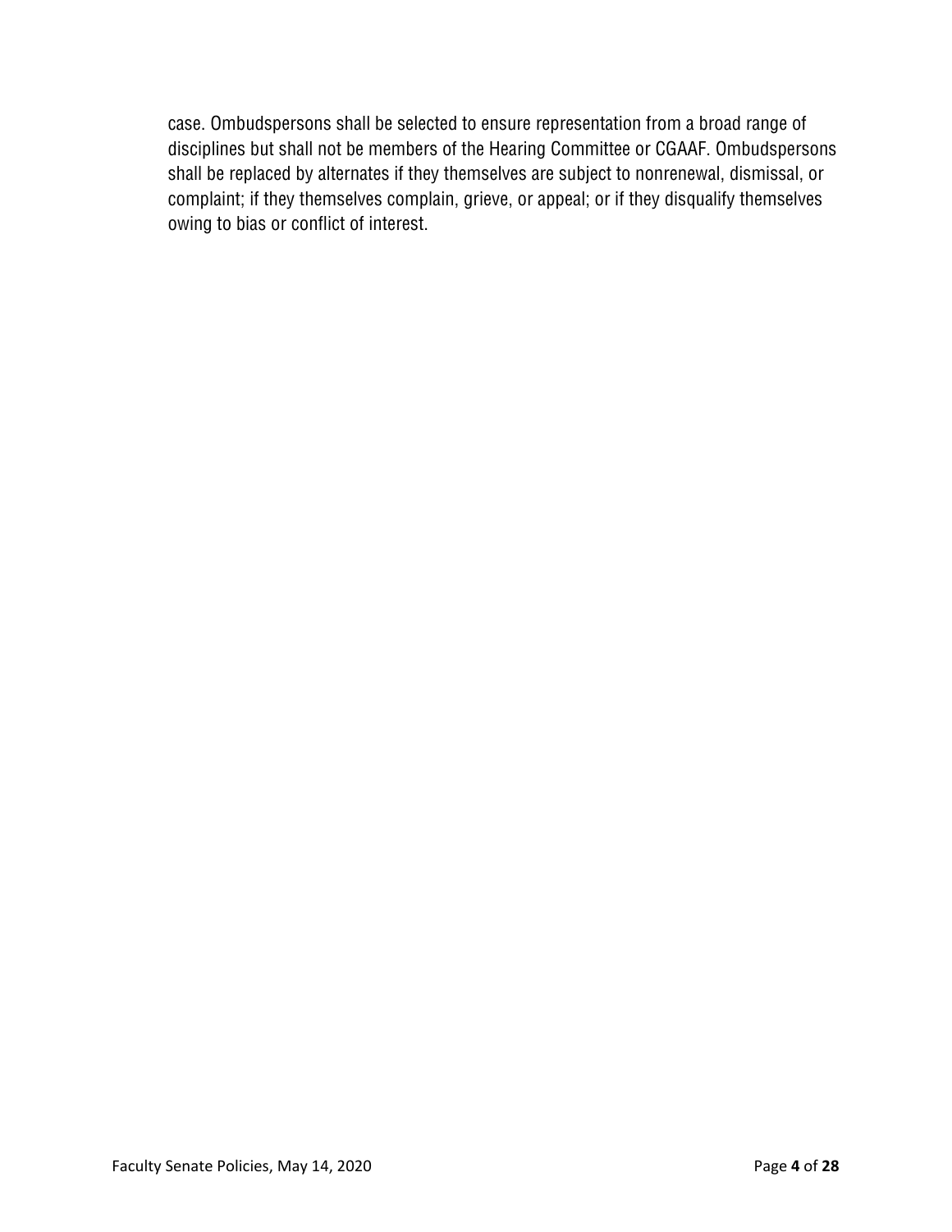case. Ombudspersons shall be selected to ensure representation from a broad range of disciplines but shall not be members of the Hearing Committee or CGAAF. Ombudspersons shall be replaced by alternates if they themselves are subject to nonrenewal, dismissal, or complaint; if they themselves complain, grieve, or appeal; or if they disqualify themselves owing to bias or conflict of interest.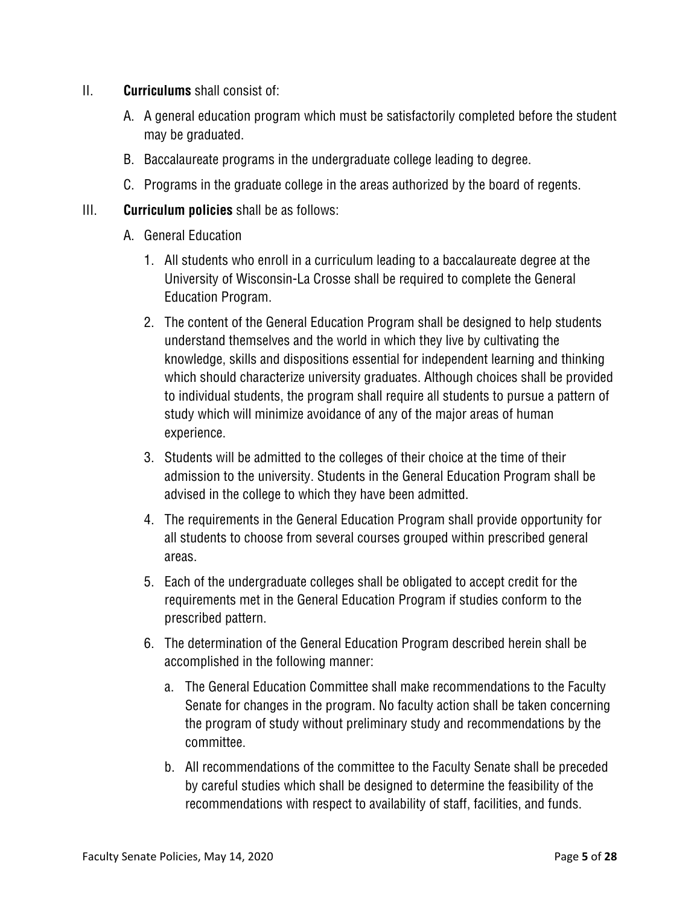II. **Curriculums** shall consist of:

   A. A general education program which must be satisfactorily completed before the student may be graduated.

   B. Baccalaureate programs in the undergraduate college leading to degree.

   C. Programs in the graduate college in the areas authorized by the board of regents.

III. **Curriculum policies** shall be as follows:

   A. General Education

      1. All students who enroll in a curriculum leading to a baccalaureate degree at the University of Wisconsin-La Crosse shall be required to complete the General Education Program.

      2. The content of the General Education Program shall be designed to help students understand themselves and the world in which they live by cultivating the knowledge, skills and dispositions essential for independent learning and thinking which should characterize university graduates. Although choices shall be provided to individual students, the program shall require all students to pursue a pattern of study which will minimize avoidance of any of the major areas of human experience.

      3. Students will be admitted to the colleges of their choice at the time of their admission to the university. Students in the General Education Program shall be advised in the college to which they have been admitted.

      4. The requirements in the General Education Program shall provide opportunity for all students to choose from several courses grouped within prescribed general areas.

      5. Each of the undergraduate colleges shall be obligated to accept credit for the requirements met in the General Education Program if studies conform to the prescribed pattern.

      6. The determination of the General Education Program described herein shall be accomplished in the following manner:

         a. The General Education Committee shall make recommendations to the Faculty Senate for changes in the program. No faculty action shall be taken concerning the program of study without preliminary study and recommendations by the committee.

         b. All recommendations of the committee to the Faculty Senate shall be preceded by careful studies which shall be designed to determine the feasibility of the recommendations with respect to availability of staff, facilities, and funds.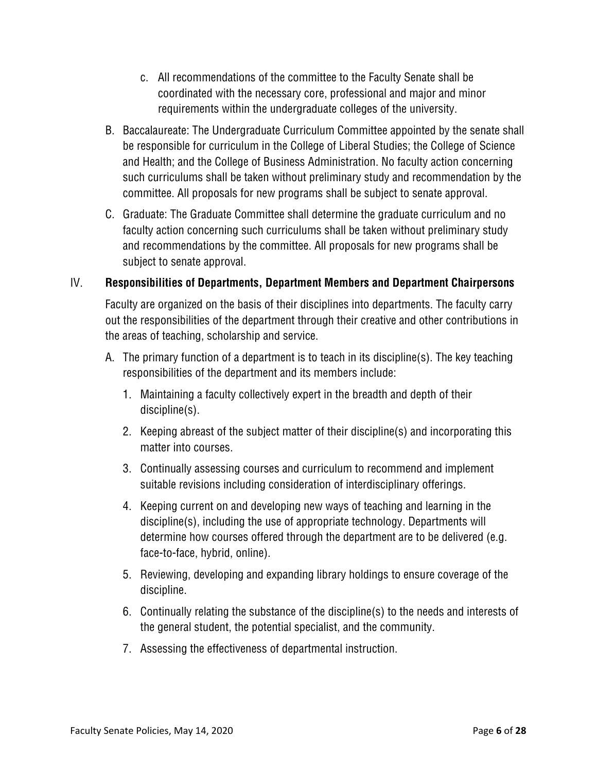c. All recommendations of the committee to the Faculty Senate shall be coordinated with the necessary core, professional and major and minor requirements within the undergraduate colleges of the university.

B. Baccalaureate: The Undergraduate Curriculum Committee appointed by the senate shall be responsible for curriculum in the College of Liberal Studies; the College of Science and Health; and the College of Business Administration. No faculty action concerning such curriculums shall be taken without preliminary study and recommendation by the committee. All proposals for new programs shall be subject to senate approval.

C. Graduate: The Graduate Committee shall determine the graduate curriculum and no faculty action concerning such curriculums shall be taken without preliminary study and recommendations by the committee. All proposals for new programs shall be subject to senate approval.

## IV. **Responsibilities of Departments, Department Members and Department Chairpersons**

Faculty are organized on the basis of their disciplines into departments. The faculty carry out the responsibilities of the department through their creative and other contributions in the areas of teaching, scholarship and service.

A. The primary function of a department is to teach in its discipline(s). The key teaching responsibilities of the department and its members include:

1. Maintaining a faculty collectively expert in the breadth and depth of their discipline(s).
2. Keeping abreast of the subject matter of their discipline(s) and incorporating this matter into courses.
3. Continually assessing courses and curriculum to recommend and implement suitable revisions including consideration of interdisciplinary offerings.
4. Keeping current on and developing new ways of teaching and learning in the discipline(s), including the use of appropriate technology. Departments will determine how courses offered through the department are to be delivered (e.g. face-to-face, hybrid, online).
5. Reviewing, developing and expanding library holdings to ensure coverage of the discipline.
6. Continually relating the substance of the discipline(s) to the needs and interests of the general student, the potential specialist, and the community.
7. Assessing the effectiveness of departmental instruction.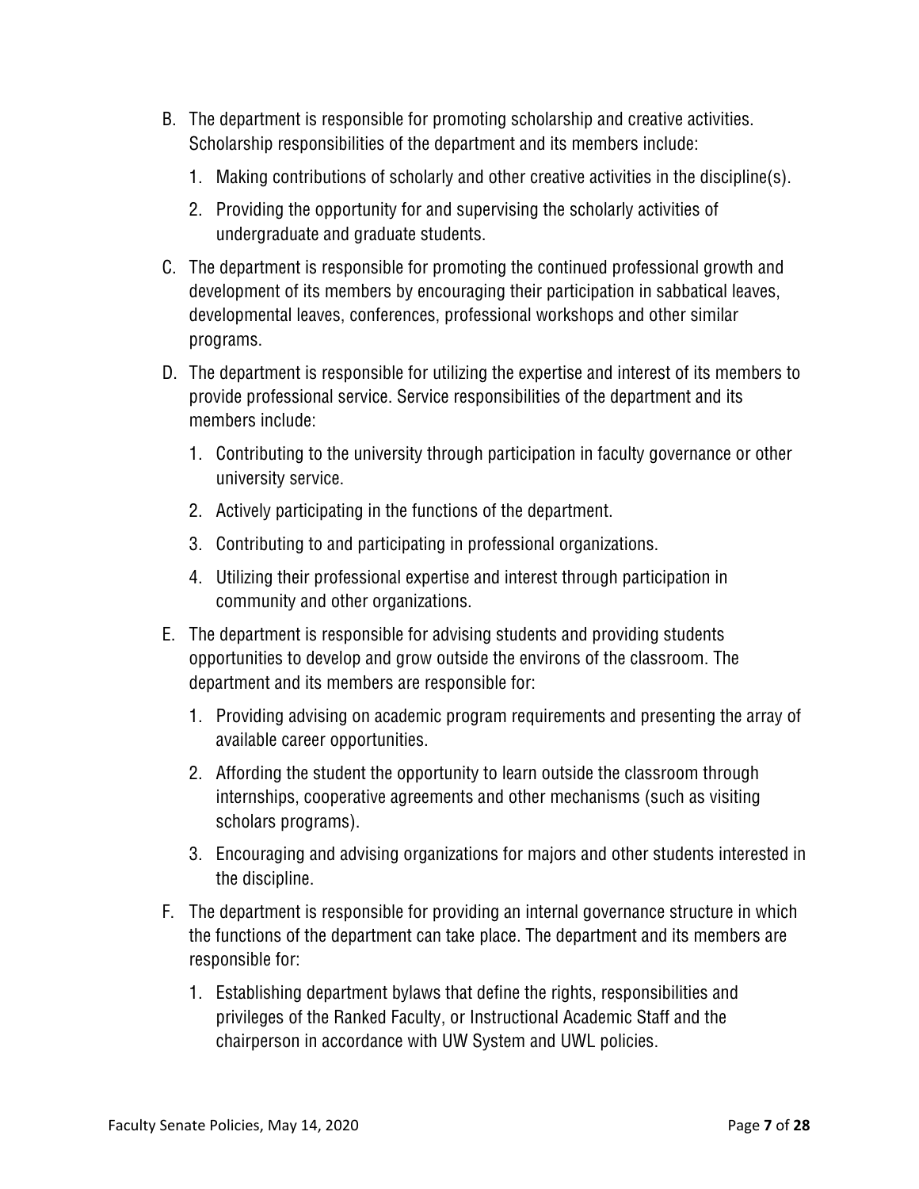B. The department is responsible for promoting scholarship and creative activities. Scholarship responsibilities of the department and its members include:

   1. Making contributions of scholarly and other creative activities in the discipline(s).

   2. Providing the opportunity for and supervising the scholarly activities of undergraduate and graduate students.

C. The department is responsible for promoting the continued professional growth and development of its members by encouraging their participation in sabbatical leaves, developmental leaves, conferences, professional workshops and other similar programs.

D. The department is responsible for utilizing the expertise and interest of its members to provide professional service. Service responsibilities of the department and its members include:

   1. Contributing to the university through participation in faculty governance or other university service.

   2. Actively participating in the functions of the department.

   3. Contributing to and participating in professional organizations.

   4. Utilizing their professional expertise and interest through participation in community and other organizations.

E. The department is responsible for advising students and providing students opportunities to develop and grow outside the environs of the classroom. The department and its members are responsible for:

   1. Providing advising on academic program requirements and presenting the array of available career opportunities.

   2. Affording the student the opportunity to learn outside the classroom through internships, cooperative agreements and other mechanisms (such as visiting scholars programs).

   3. Encouraging and advising organizations for majors and other students interested in the discipline.

F. The department is responsible for providing an internal governance structure in which the functions of the department can take place. The department and its members are responsible for:

   1. Establishing department bylaws that define the rights, responsibilities and privileges of the Ranked Faculty, or Instructional Academic Staff and the chairperson in accordance with UW System and UWL policies.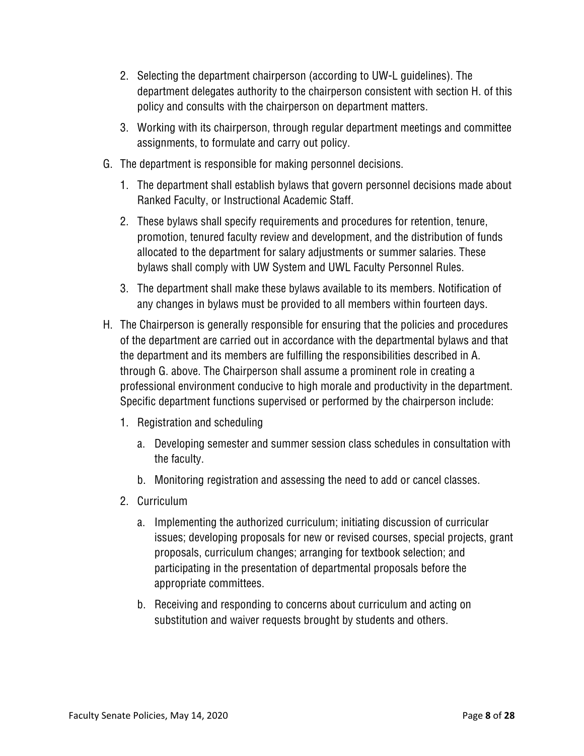2. Selecting the department chairperson (according to UW-L guidelines). The department delegates authority to the chairperson consistent with section H. of this policy and consults with the chairperson on department matters.
3. Working with its chairperson, through regular department meetings and committee assignments, to formulate and carry out policy.

G. The department is responsible for making personnel decisions.

1. The department shall establish bylaws that govern personnel decisions made about Ranked Faculty, or Instructional Academic Staff.
2. These bylaws shall specify requirements and procedures for retention, tenure, promotion, tenured faculty review and development, and the distribution of funds allocated to the department for salary adjustments or summer salaries. These bylaws shall comply with UW System and UWL Faculty Personnel Rules.
3. The department shall make these bylaws available to its members. Notification of any changes in bylaws must be provided to all members within fourteen days.

H. The Chairperson is generally responsible for ensuring that the policies and procedures of the department are carried out in accordance with the departmental bylaws and that the department and its members are fulfilling the responsibilities described in A. through G. above. The Chairperson shall assume a prominent role in creating a professional environment conducive to high morale and productivity in the department. Specific department functions supervised or performed by the chairperson include:

1. Registration and scheduling
   a. Developing semester and summer session class schedules in consultation with the faculty.
   b. Monitoring registration and assessing the need to add or cancel classes.
2. Curriculum
   a. Implementing the authorized curriculum; initiating discussion of curricular issues; developing proposals for new or revised courses, special projects, grant proposals, curriculum changes; arranging for textbook selection; and participating in the presentation of departmental proposals before the appropriate committees.
   b. Receiving and responding to concerns about curriculum and acting on substitution and waiver requests brought by students and others.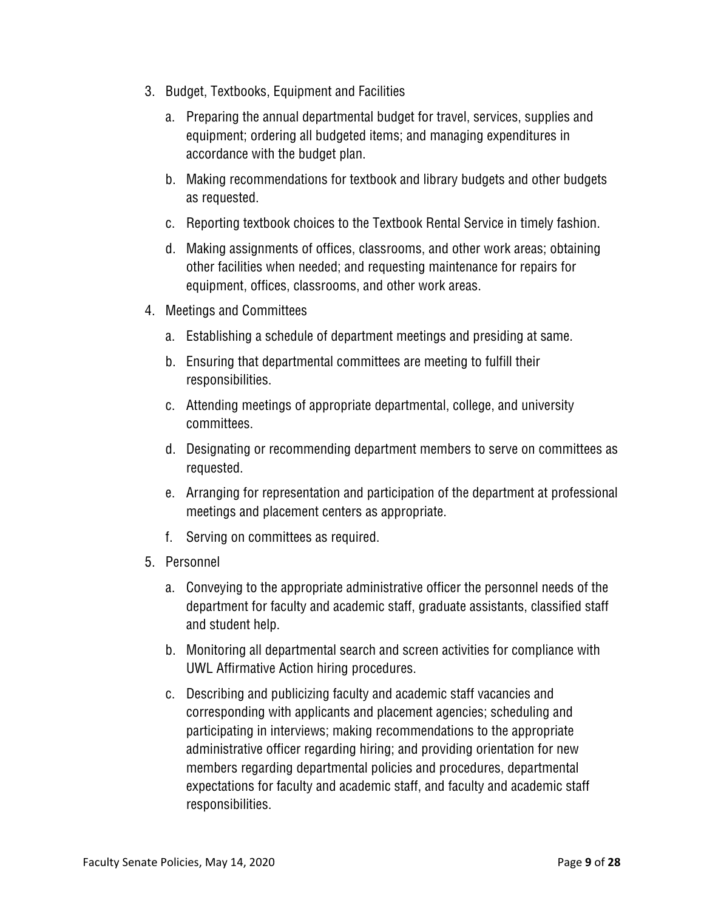3. Budget, Textbooks, Equipment and Facilities

    a. Preparing the annual departmental budget for travel, services, supplies and equipment; ordering all budgeted items; and managing expenditures in accordance with the budget plan.

    b. Making recommendations for textbook and library budgets and other budgets as requested.

    c. Reporting textbook choices to the Textbook Rental Service in timely fashion.

    d. Making assignments of offices, classrooms, and other work areas; obtaining other facilities when needed; and requesting maintenance for repairs for equipment, offices, classrooms, and other work areas.

4. Meetings and Committees

    a. Establishing a schedule of department meetings and presiding at same.

    b. Ensuring that departmental committees are meeting to fulfill their responsibilities.

    c. Attending meetings of appropriate departmental, college, and university committees.

    d. Designating or recommending department members to serve on committees as requested.

    e. Arranging for representation and participation of the department at professional meetings and placement centers as appropriate.

    f. Serving on committees as required.

5. Personnel

    a. Conveying to the appropriate administrative officer the personnel needs of the department for faculty and academic staff, graduate assistants, classified staff and student help.

    b. Monitoring all departmental search and screen activities for compliance with UWL Affirmative Action hiring procedures.

    c. Describing and publicizing faculty and academic staff vacancies and corresponding with applicants and placement agencies; scheduling and participating in interviews; making recommendations to the appropriate administrative officer regarding hiring; and providing orientation for new members regarding departmental policies and procedures, departmental expectations for faculty and academic staff, and faculty and academic staff responsibilities.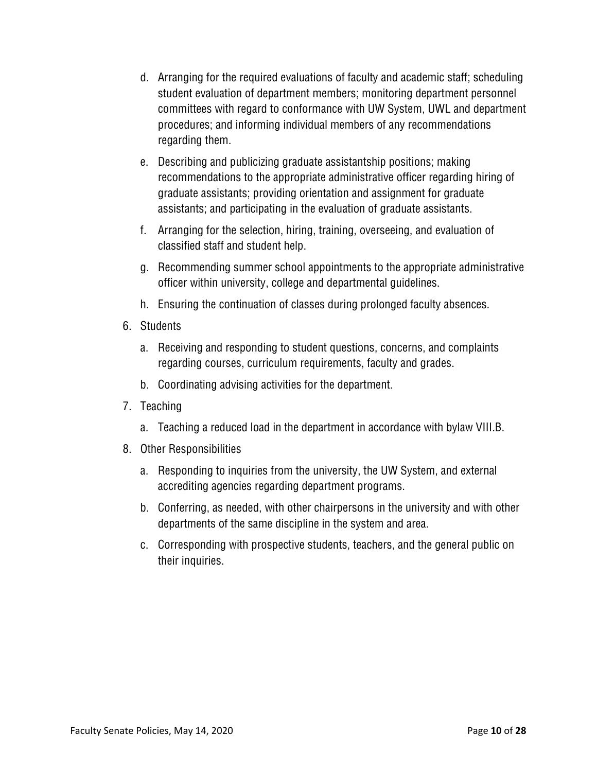d. Arranging for the required evaluations of faculty and academic staff; scheduling student evaluation of department members; monitoring department personnel committees with regard to conformance with UW System, UWL and department procedures; and informing individual members of any recommendations regarding them.

   e. Describing and publicizing graduate assistantship positions; making recommendations to the appropriate administrative officer regarding hiring of graduate assistants; providing orientation and assignment for graduate assistants; and participating in the evaluation of graduate assistants.

   f. Arranging for the selection, hiring, training, overseeing, and evaluation of classified staff and student help.

   g. Recommending summer school appointments to the appropriate administrative officer within university, college and departmental guidelines.

   h. Ensuring the continuation of classes during prolonged faculty absences.

6. Students

   a. Receiving and responding to student questions, concerns, and complaints regarding courses, curriculum requirements, faculty and grades.

   b. Coordinating advising activities for the department.

7. Teaching

   a. Teaching a reduced load in the department in accordance with bylaw VIII.B.

8. Other Responsibilities

   a. Responding to inquiries from the university, the UW System, and external accrediting agencies regarding department programs.

   b. Conferring, as needed, with other chairpersons in the university and with other departments of the same discipline in the system and area.

   c. Corresponding with prospective students, teachers, and the general public on their inquiries.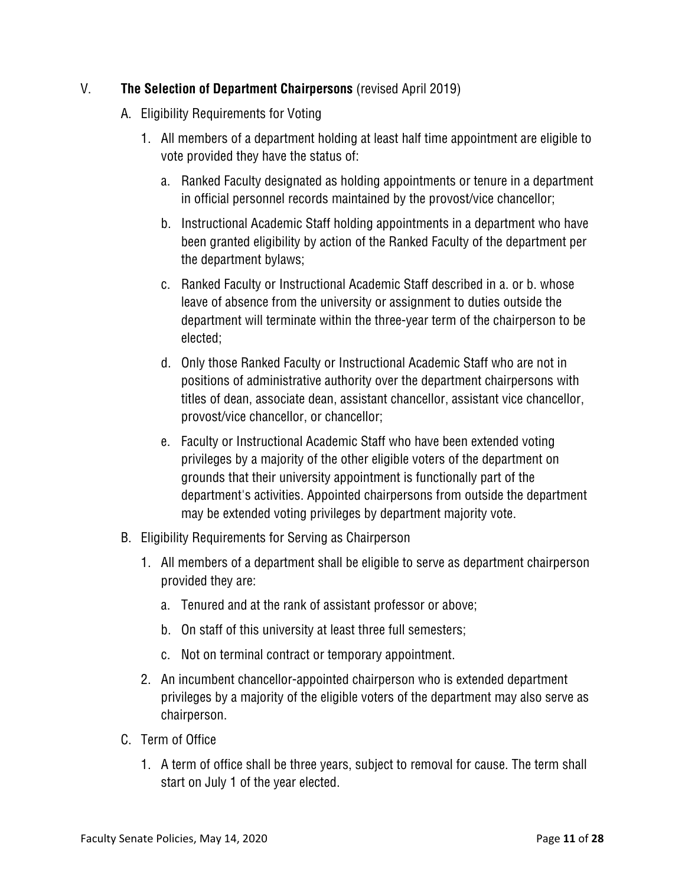## V. **The Selection of Department Chairpersons** (revised April 2019)

A. Eligibility Requirements for Voting

1. All members of a department holding at least half time appointment are eligible to vote provided they have the status of:

    a. Ranked Faculty designated as holding appointments or tenure in a department in official personnel records maintained by the provost/vice chancellor;

    b. Instructional Academic Staff holding appointments in a department who have been granted eligibility by action of the Ranked Faculty of the department per the department bylaws;

    c. Ranked Faculty or Instructional Academic Staff described in a. or b. whose leave of absence from the university or assignment to duties outside the department will terminate within the three-year term of the chairperson to be elected;

    d. Only those Ranked Faculty or Instructional Academic Staff who are not in positions of administrative authority over the department chairpersons with titles of dean, associate dean, assistant chancellor, assistant vice chancellor, provost/vice chancellor, or chancellor;

    e. Faculty or Instructional Academic Staff who have been extended voting privileges by a majority of the other eligible voters of the department on grounds that their university appointment is functionally part of the department's activities. Appointed chairpersons from outside the department may be extended voting privileges by department majority vote.

B. Eligibility Requirements for Serving as Chairperson

1. All members of a department shall be eligible to serve as department chairperson provided they are:

    a. Tenured and at the rank of assistant professor or above;

    b. On staff of this university at least three full semesters;

    c. Not on terminal contract or temporary appointment.

2. An incumbent chancellor-appointed chairperson who is extended department privileges by a majority of the eligible voters of the department may also serve as chairperson.

C. Term of Office

1. A term of office shall be three years, subject to removal for cause. The term shall start on July 1 of the year elected.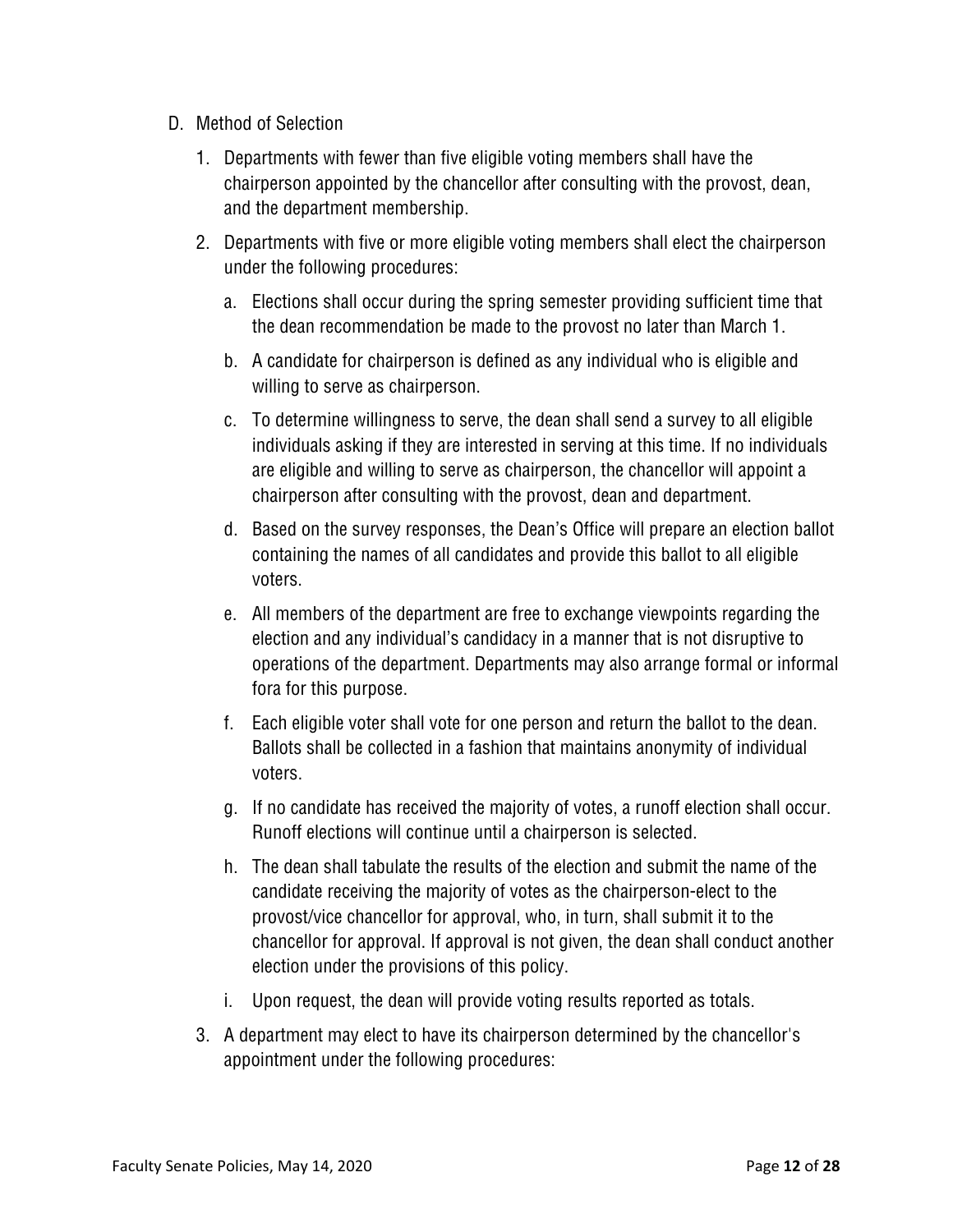D. Method of Selection

1. Departments with fewer than five eligible voting members shall have the chairperson appointed by the chancellor after consulting with the provost, dean, and the department membership.

2. Departments with five or more eligible voting members shall elect the chairperson under the following procedures:

   a. Elections shall occur during the spring semester providing sufficient time that the dean recommendation be made to the provost no later than March 1.

   b. A candidate for chairperson is defined as any individual who is eligible and willing to serve as chairperson.

   c. To determine willingness to serve, the dean shall send a survey to all eligible individuals asking if they are interested in serving at this time. If no individuals are eligible and willing to serve as chairperson, the chancellor will appoint a chairperson after consulting with the provost, dean and department.

   d. Based on the survey responses, the Dean's Office will prepare an election ballot containing the names of all candidates and provide this ballot to all eligible voters.

   e. All members of the department are free to exchange viewpoints regarding the election and any individual's candidacy in a manner that is not disruptive to operations of the department. Departments may also arrange formal or informal fora for this purpose.

   f. Each eligible voter shall vote for one person and return the ballot to the dean. Ballots shall be collected in a fashion that maintains anonymity of individual voters.

   g. If no candidate has received the majority of votes, a runoff election shall occur. Runoff elections will continue until a chairperson is selected.

   h. The dean shall tabulate the results of the election and submit the name of the candidate receiving the majority of votes as the chairperson-elect to the provost/vice chancellor for approval, who, in turn, shall submit it to the chancellor for approval. If approval is not given, the dean shall conduct another election under the provisions of this policy.

   i. Upon request, the dean will provide voting results reported as totals.

3. A department may elect to have its chairperson determined by the chancellor's appointment under the following procedures: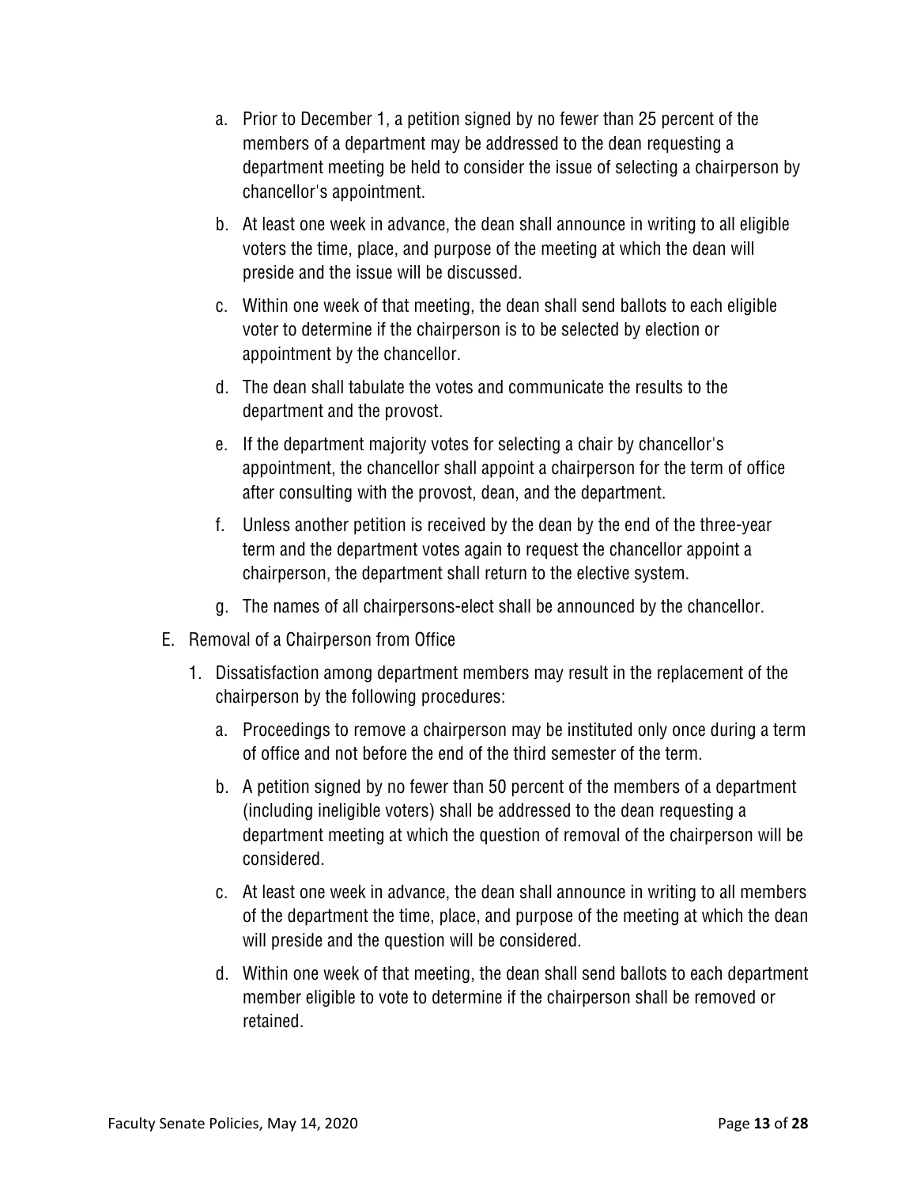a. Prior to December 1, a petition signed by no fewer than 25 percent of the members of a department may be addressed to the dean requesting a department meeting be held to consider the issue of selecting a chairperson by chancellor's appointment.

b. At least one week in advance, the dean shall announce in writing to all eligible voters the time, place, and purpose of the meeting at which the dean will preside and the issue will be discussed.

c. Within one week of that meeting, the dean shall send ballots to each eligible voter to determine if the chairperson is to be selected by election or appointment by the chancellor.

d. The dean shall tabulate the votes and communicate the results to the department and the provost.

e. If the department majority votes for selecting a chair by chancellor's appointment, the chancellor shall appoint a chairperson for the term of office after consulting with the provost, dean, and the department.

f. Unless another petition is received by the dean by the end of the three-year term and the department votes again to request the chancellor appoint a chairperson, the department shall return to the elective system.

g. The names of all chairpersons-elect shall be announced by the chancellor.

E. Removal of a Chairperson from Office

1. Dissatisfaction among department members may result in the replacement of the chairperson by the following procedures:

   a. Proceedings to remove a chairperson may be instituted only once during a term of office and not before the end of the third semester of the term.

   b. A petition signed by no fewer than 50 percent of the members of a department (including ineligible voters) shall be addressed to the dean requesting a department meeting at which the question of removal of the chairperson will be considered.

   c. At least one week in advance, the dean shall announce in writing to all members of the department the time, place, and purpose of the meeting at which the dean will preside and the question will be considered.

   d. Within one week of that meeting, the dean shall send ballots to each department member eligible to vote to determine if the chairperson shall be removed or retained.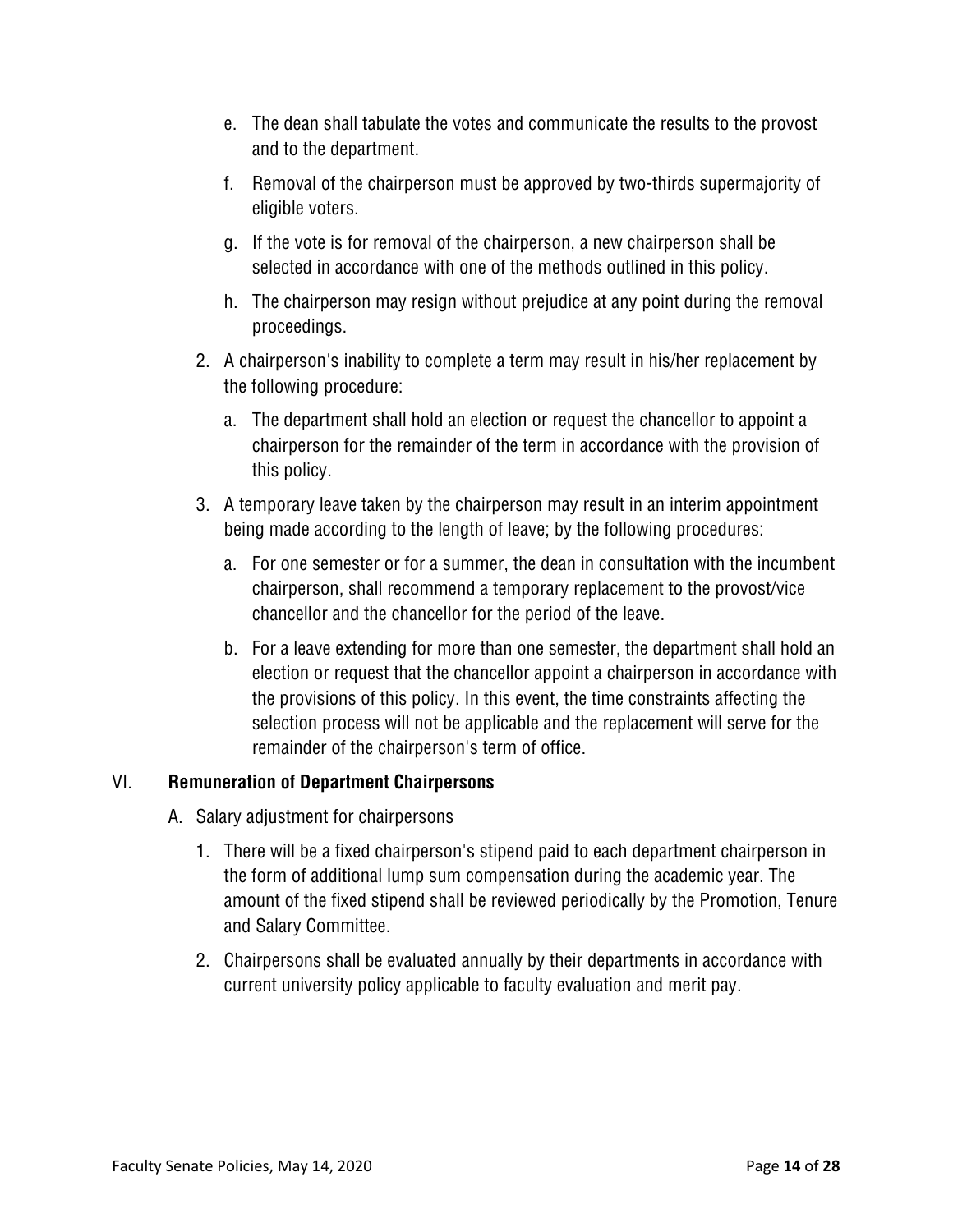e. The dean shall tabulate the votes and communicate the results to the provost and to the department.

f. Removal of the chairperson must be approved by two-thirds supermajority of eligible voters.

g. If the vote is for removal of the chairperson, a new chairperson shall be selected in accordance with one of the methods outlined in this policy.

h. The chairperson may resign without prejudice at any point during the removal proceedings.

2. A chairperson's inability to complete a term may result in his/her replacement by the following procedure:

   a. The department shall hold an election or request the chancellor to appoint a chairperson for the remainder of the term in accordance with the provision of this policy.

3. A temporary leave taken by the chairperson may result in an interim appointment being made according to the length of leave; by the following procedures:

   a. For one semester or for a summer, the dean in consultation with the incumbent chairperson, shall recommend a temporary replacement to the provost/vice chancellor and the chancellor for the period of the leave.

   b. For a leave extending for more than one semester, the department shall hold an election or request that the chancellor appoint a chairperson in accordance with the provisions of this policy. In this event, the time constraints affecting the selection process will not be applicable and the replacement will serve for the remainder of the chairperson's term of office.

## VI. **Remuneration of Department Chairpersons**

A. Salary adjustment for chairpersons

1. There will be a fixed chairperson's stipend paid to each department chairperson in the form of additional lump sum compensation during the academic year. The amount of the fixed stipend shall be reviewed periodically by the Promotion, Tenure and Salary Committee.

2. Chairpersons shall be evaluated annually by their departments in accordance with current university policy applicable to faculty evaluation and merit pay.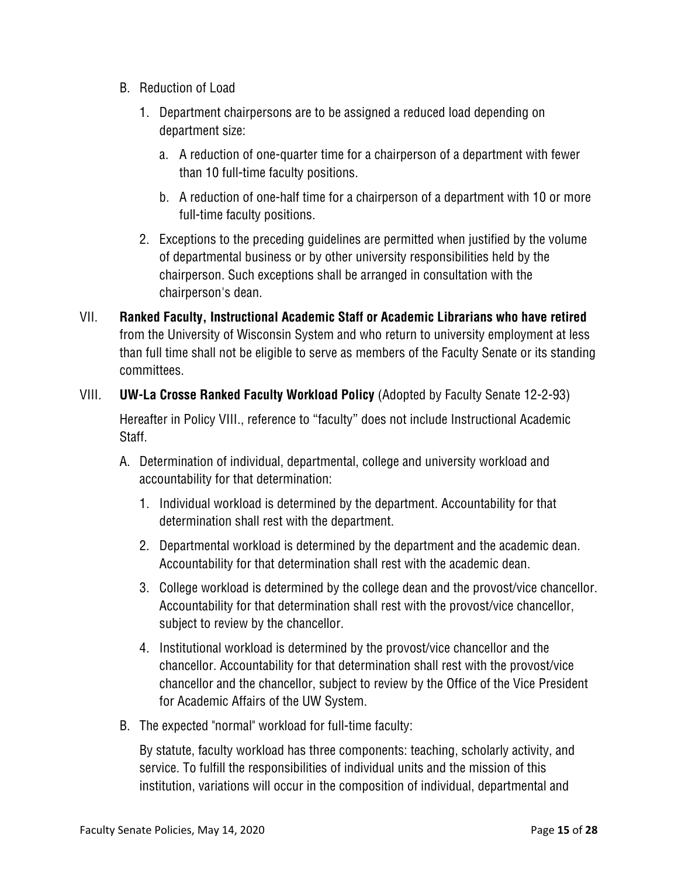B. Reduction of Load

1. Department chairpersons are to be assigned a reduced load depending on department size:

   a. A reduction of one-quarter time for a chairperson of a department with fewer than 10 full-time faculty positions.

   b. A reduction of one-half time for a chairperson of a department with 10 or more full-time faculty positions.

2. Exceptions to the preceding guidelines are permitted when justified by the volume of departmental business or by other university responsibilities held by the chairperson. Such exceptions shall be arranged in consultation with the chairperson's dean.

VII. **Ranked Faculty, Instructional Academic Staff or Academic Librarians who have retired** from the University of Wisconsin System and who return to university employment at less than full time shall not be eligible to serve as members of the Faculty Senate or its standing committees.

VIII. **UW-La Crosse Ranked Faculty Workload Policy** (Adopted by Faculty Senate 12-2-93)

Hereafter in Policy VIII., reference to "faculty" does not include Instructional Academic Staff.

A. Determination of individual, departmental, college and university workload and accountability for that determination:

1. Individual workload is determined by the department. Accountability for that determination shall rest with the department.

2. Departmental workload is determined by the department and the academic dean. Accountability for that determination shall rest with the academic dean.

3. College workload is determined by the college dean and the provost/vice chancellor. Accountability for that determination shall rest with the provost/vice chancellor, subject to review by the chancellor.

4. Institutional workload is determined by the provost/vice chancellor and the chancellor. Accountability for that determination shall rest with the provost/vice chancellor and the chancellor, subject to review by the Office of the Vice President for Academic Affairs of the UW System.

B. The expected "normal" workload for full-time faculty:

By statute, faculty workload has three components: teaching, scholarly activity, and service. To fulfill the responsibilities of individual units and the mission of this institution, variations will occur in the composition of individual, departmental and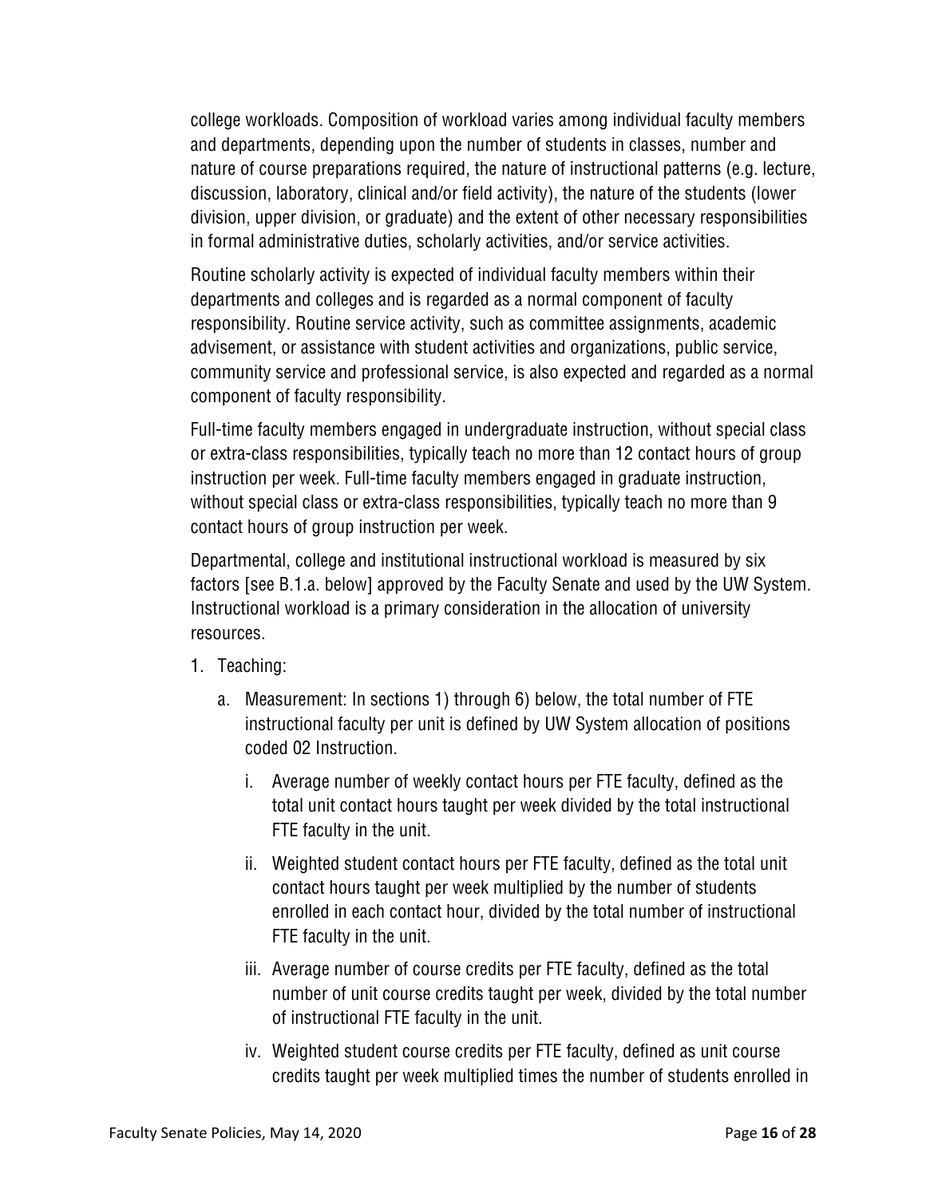college workloads. Composition of workload varies among individual faculty members and departments, depending upon the number of students in classes, number and nature of course preparations required, the nature of instructional patterns (e.g. lecture, discussion, laboratory, clinical and/or field activity), the nature of the students (lower division, upper division, or graduate) and the extent of other necessary responsibilities in formal administrative duties, scholarly activities, and/or service activities.

Routine scholarly activity is expected of individual faculty members within their departments and colleges and is regarded as a normal component of faculty responsibility. Routine service activity, such as committee assignments, academic advisement, or assistance with student activities and organizations, public service, community service and professional service, is also expected and regarded as a normal component of faculty responsibility.

Full-time faculty members engaged in undergraduate instruction, without special class or extra-class responsibilities, typically teach no more than 12 contact hours of group instruction per week. Full-time faculty members engaged in graduate instruction, without special class or extra-class responsibilities, typically teach no more than 9 contact hours of group instruction per week.

Departmental, college and institutional instructional workload is measured by six factors [see B.1.a. below] approved by the Faculty Senate and used by the UW System. Instructional workload is a primary consideration in the allocation of university resources.

1. Teaching:
   a. Measurement: In sections 1) through 6) below, the total number of FTE instructional faculty per unit is defined by UW System allocation of positions coded 02 Instruction.
      i. Average number of weekly contact hours per FTE faculty, defined as the total unit contact hours taught per week divided by the total instructional FTE faculty in the unit.
      ii. Weighted student contact hours per FTE faculty, defined as the total unit contact hours taught per week multiplied by the number of students enrolled in each contact hour, divided by the total number of instructional FTE faculty in the unit.
      iii. Average number of course credits per FTE faculty, defined as the total number of unit course credits taught per week, divided by the total number of instructional FTE faculty in the unit.
      iv. Weighted student course credits per FTE faculty, defined as unit course credits taught per week multiplied times the number of students enrolled in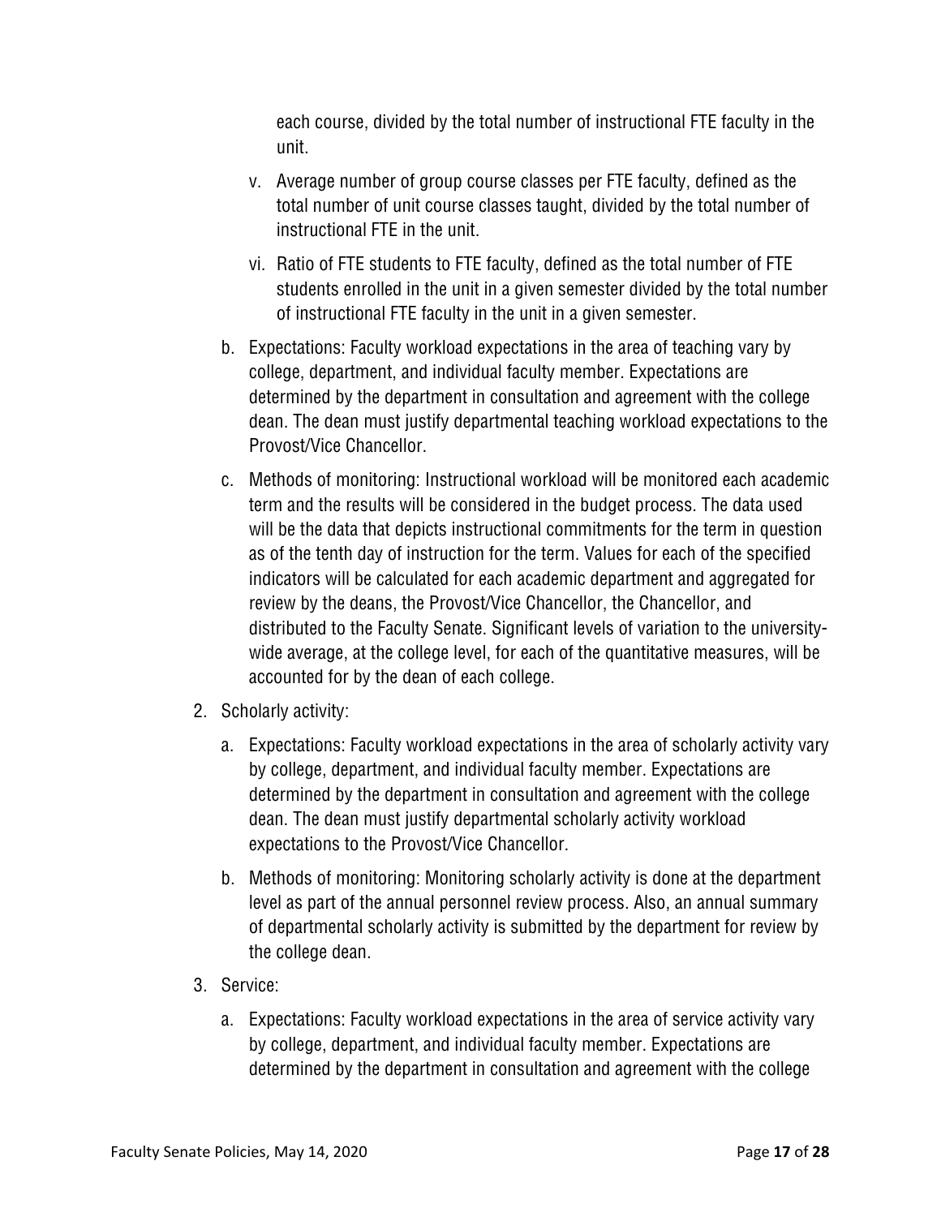each course, divided by the total number of instructional FTE faculty in the unit.

   v. Average number of group course classes per FTE faculty, defined as the total number of unit course classes taught, divided by the total number of instructional FTE in the unit.

   vi. Ratio of FTE students to FTE faculty, defined as the total number of FTE students enrolled in the unit in a given semester divided by the total number of instructional FTE faculty in the unit in a given semester.

b. Expectations: Faculty workload expectations in the area of teaching vary by college, department, and individual faculty member. Expectations are determined by the department in consultation and agreement with the college dean. The dean must justify departmental teaching workload expectations to the Provost/Vice Chancellor.

c. Methods of monitoring: Instructional workload will be monitored each academic term and the results will be considered in the budget process. The data used will be the data that depicts instructional commitments for the term in question as of the tenth day of instruction for the term. Values for each of the specified indicators will be calculated for each academic department and aggregated for review by the deans, the Provost/Vice Chancellor, the Chancellor, and distributed to the Faculty Senate. Significant levels of variation to the university-wide average, at the college level, for each of the quantitative measures, will be accounted for by the dean of each college.

2. Scholarly activity:

   a. Expectations: Faculty workload expectations in the area of scholarly activity vary by college, department, and individual faculty member. Expectations are determined by the department in consultation and agreement with the college dean. The dean must justify departmental scholarly activity workload expectations to the Provost/Vice Chancellor.

   b. Methods of monitoring: Monitoring scholarly activity is done at the department level as part of the annual personnel review process. Also, an annual summary of departmental scholarly activity is submitted by the department for review by the college dean.

3. Service:

   a. Expectations: Faculty workload expectations in the area of service activity vary by college, department, and individual faculty member. Expectations are determined by the department in consultation and agreement with the college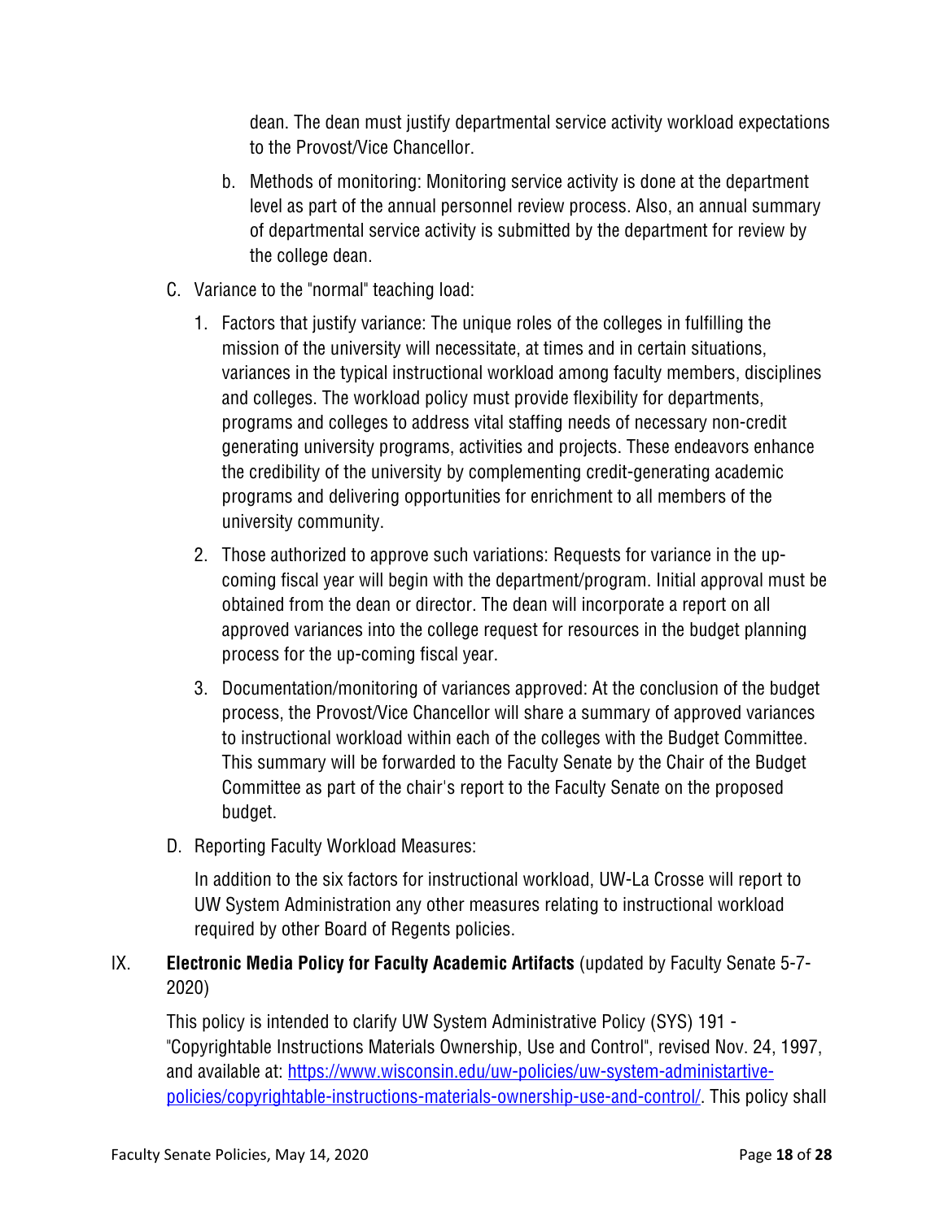dean. The dean must justify departmental service activity workload expectations to the Provost/Vice Chancellor.

b. Methods of monitoring: Monitoring service activity is done at the department level as part of the annual personnel review process. Also, an annual summary of departmental service activity is submitted by the department for review by the college dean.

C. Variance to the "normal" teaching load:

1. Factors that justify variance: The unique roles of the colleges in fulfilling the mission of the university will necessitate, at times and in certain situations, variances in the typical instructional workload among faculty members, disciplines and colleges. The workload policy must provide flexibility for departments, programs and colleges to address vital staffing needs of necessary non-credit generating university programs, activities and projects. These endeavors enhance the credibility of the university by complementing credit-generating academic programs and delivering opportunities for enrichment to all members of the university community.

2. Those authorized to approve such variations: Requests for variance in the up-coming fiscal year will begin with the department/program. Initial approval must be obtained from the dean or director. The dean will incorporate a report on all approved variances into the college request for resources in the budget planning process for the up-coming fiscal year.

3. Documentation/monitoring of variances approved: At the conclusion of the budget process, the Provost/Vice Chancellor will share a summary of approved variances to instructional workload within each of the colleges with the Budget Committee. This summary will be forwarded to the Faculty Senate by the Chair of the Budget Committee as part of the chair's report to the Faculty Senate on the proposed budget.

D. Reporting Faculty Workload Measures:

In addition to the six factors for instructional workload, UW-La Crosse will report to UW System Administration any other measures relating to instructional workload required by other Board of Regents policies.

## IX. **Electronic Media Policy for Faculty Academic Artifacts** (updated by Faculty Senate 5-7-2020)

This policy is intended to clarify UW System Administrative Policy (SYS) 191 - "Copyrightable Instructions Materials Ownership, Use and Control", revised Nov. 24, 1997, and available at: [https://www.wisconsin.edu/uw-policies/uw-system-administartive-policies/copyrightable-instructions-materials-ownership-use-and-control/](https://www.wisconsin.edu/uw-policies/uw-system-administartive-policies/copyrightable-instructions-materials-ownership-use-and-control/). This policy shall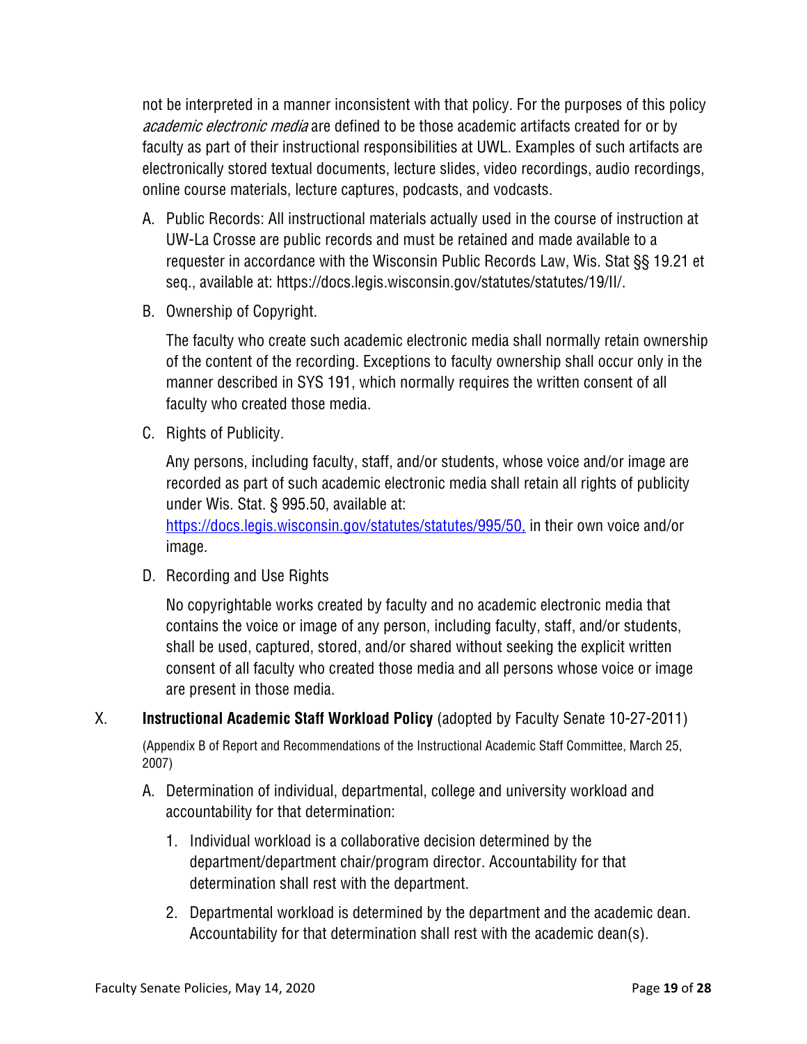not be interpreted in a manner inconsistent with that policy. For the purposes of this policy *academic electronic media* are defined to be those academic artifacts created for or by faculty as part of their instructional responsibilities at UWL. Examples of such artifacts are electronically stored textual documents, lecture slides, video recordings, audio recordings, online course materials, lecture captures, podcasts, and vodcasts.

A. Public Records: All instructional materials actually used in the course of instruction at UW-La Crosse are public records and must be retained and made available to a requester in accordance with the Wisconsin Public Records Law, Wis. Stat §§ 19.21 et seq., available at: https://docs.legis.wisconsin.gov/statutes/statutes/19/II/.

B. Ownership of Copyright.

   The faculty who create such academic electronic media shall normally retain ownership of the content of the recording. Exceptions to faculty ownership shall occur only in the manner described in SYS 191, which normally requires the written consent of all faculty who created those media.

C. Rights of Publicity.

   Any persons, including faculty, staff, and/or students, whose voice and/or image are recorded as part of such academic electronic media shall retain all rights of publicity under Wis. Stat. § 995.50, available at: [https://docs.legis.wisconsin.gov/statutes/statutes/995/50,](https://docs.legis.wisconsin.gov/statutes/statutes/995/50) in their own voice and/or image.

D. Recording and Use Rights

   No copyrightable works created by faculty and no academic electronic media that contains the voice or image of any person, including faculty, staff, and/or students, shall be used, captured, stored, and/or shared without seeking the explicit written consent of all faculty who created those media and all persons whose voice or image are present in those media.

## X. **Instructional Academic Staff Workload Policy** (adopted by Faculty Senate 10-27-2011)

(Appendix B of Report and Recommendations of the Instructional Academic Staff Committee, March 25, 2007)

A. Determination of individual, departmental, college and university workload and accountability for that determination:

   1. Individual workload is a collaborative decision determined by the department/department chair/program director. Accountability for that determination shall rest with the department.
   2. Departmental workload is determined by the department and the academic dean. Accountability for that determination shall rest with the academic dean(s).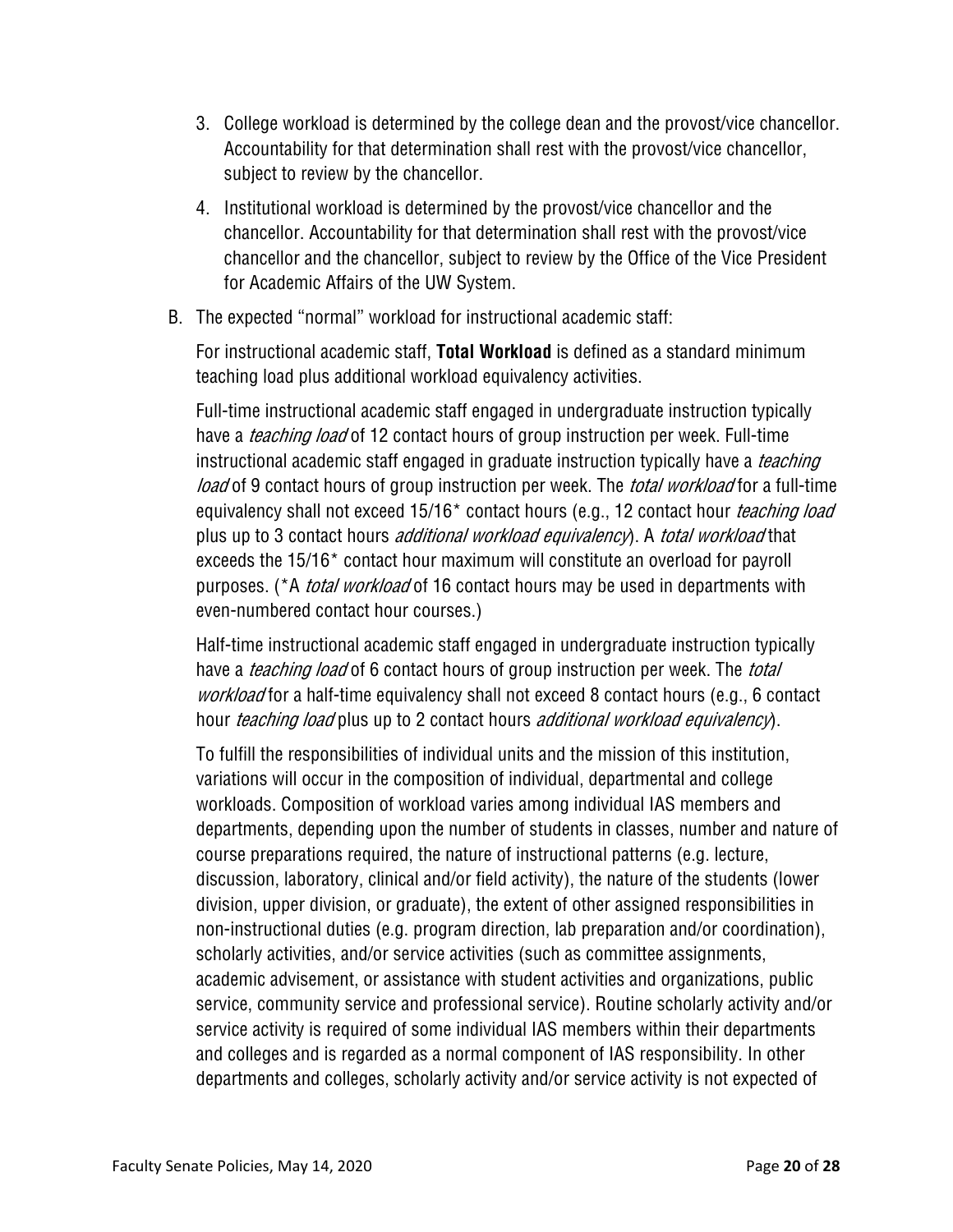3. College workload is determined by the college dean and the provost/vice chancellor. Accountability for that determination shall rest with the provost/vice chancellor, subject to review by the chancellor.
4. Institutional workload is determined by the provost/vice chancellor and the chancellor. Accountability for that determination shall rest with the provost/vice chancellor and the chancellor, subject to review by the Office of the Vice President for Academic Affairs of the UW System.

B. The expected "normal" workload for instructional academic staff:

For instructional academic staff, **Total Workload** is defined as a standard minimum teaching load plus additional workload equivalency activities.

Full-time instructional academic staff engaged in undergraduate instruction typically have a *teaching load* of 12 contact hours of group instruction per week. Full-time instructional academic staff engaged in graduate instruction typically have a *teaching load* of 9 contact hours of group instruction per week. The *total workload* for a full-time equivalency shall not exceed 15/16* contact hours (e.g., 12 contact hour *teaching load* plus up to 3 contact hours *additional workload equivalency*). A *total workload* that exceeds the 15/16* contact hour maximum will constitute an overload for payroll purposes. (*A *total workload* of 16 contact hours may be used in departments with even-numbered contact hour courses.)

Half-time instructional academic staff engaged in undergraduate instruction typically have a *teaching load* of 6 contact hours of group instruction per week. The *total workload* for a half-time equivalency shall not exceed 8 contact hours (e.g., 6 contact hour *teaching load* plus up to 2 contact hours *additional workload equivalency*).

To fulfill the responsibilities of individual units and the mission of this institution, variations will occur in the composition of individual, departmental and college workloads. Composition of workload varies among individual IAS members and departments, depending upon the number of students in classes, number and nature of course preparations required, the nature of instructional patterns (e.g. lecture, discussion, laboratory, clinical and/or field activity), the nature of the students (lower division, upper division, or graduate), the extent of other assigned responsibilities in non-instructional duties (e.g. program direction, lab preparation and/or coordination), scholarly activities, and/or service activities (such as committee assignments, academic advisement, or assistance with student activities and organizations, public service, community service and professional service). Routine scholarly activity and/or service activity is required of some individual IAS members within their departments and colleges and is regarded as a normal component of IAS responsibility. In other departments and colleges, scholarly activity and/or service activity is not expected of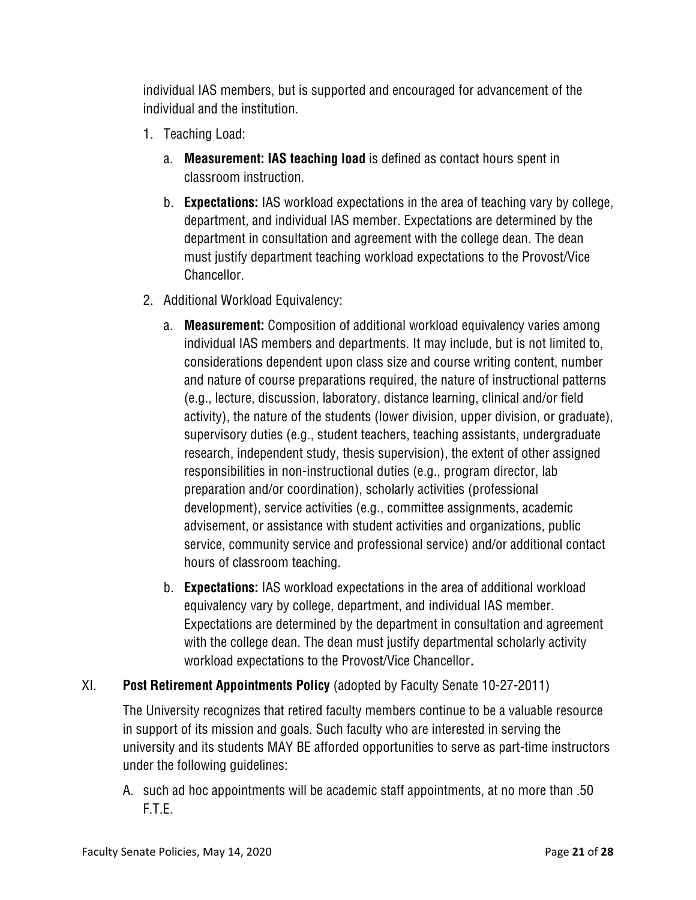individual IAS members, but is supported and encouraged for advancement of the individual and the institution.

1. Teaching Load:
    a. **Measurement: IAS teaching load** is defined as contact hours spent in classroom instruction.
    b. **Expectations:** IAS workload expectations in the area of teaching vary by college, department, and individual IAS member. Expectations are determined by the department in consultation and agreement with the college dean. The dean must justify department teaching workload expectations to the Provost/Vice Chancellor.
2. Additional Workload Equivalency:
    a. **Measurement:** Composition of additional workload equivalency varies among individual IAS members and departments. It may include, but is not limited to, considerations dependent upon class size and course writing content, number and nature of course preparations required, the nature of instructional patterns (e.g., lecture, discussion, laboratory, distance learning, clinical and/or field activity), the nature of the students (lower division, upper division, or graduate), supervisory duties (e.g., student teachers, teaching assistants, undergraduate research, independent study, thesis supervision), the extent of other assigned responsibilities in non-instructional duties (e.g., program director, lab preparation and/or coordination), scholarly activities (professional development), service activities (e.g., committee assignments, academic advisement, or assistance with student activities and organizations, public service, community service and professional service) and/or additional contact hours of classroom teaching.
    b. **Expectations:** IAS workload expectations in the area of additional workload equivalency vary by college, department, and individual IAS member. Expectations are determined by the department in consultation and agreement with the college dean. The dean must justify departmental scholarly activity workload expectations to the Provost/Vice Chancellor**.**

XI. **Post Retirement Appointments Policy** (adopted by Faculty Senate 10-27-2011)

The University recognizes that retired faculty members continue to be a valuable resource in support of its mission and goals. Such faculty who are interested in serving the university and its students MAY BE afforded opportunities to serve as part-time instructors under the following guidelines:

A. such ad hoc appointments will be academic staff appointments, at no more than .50 F.T.E.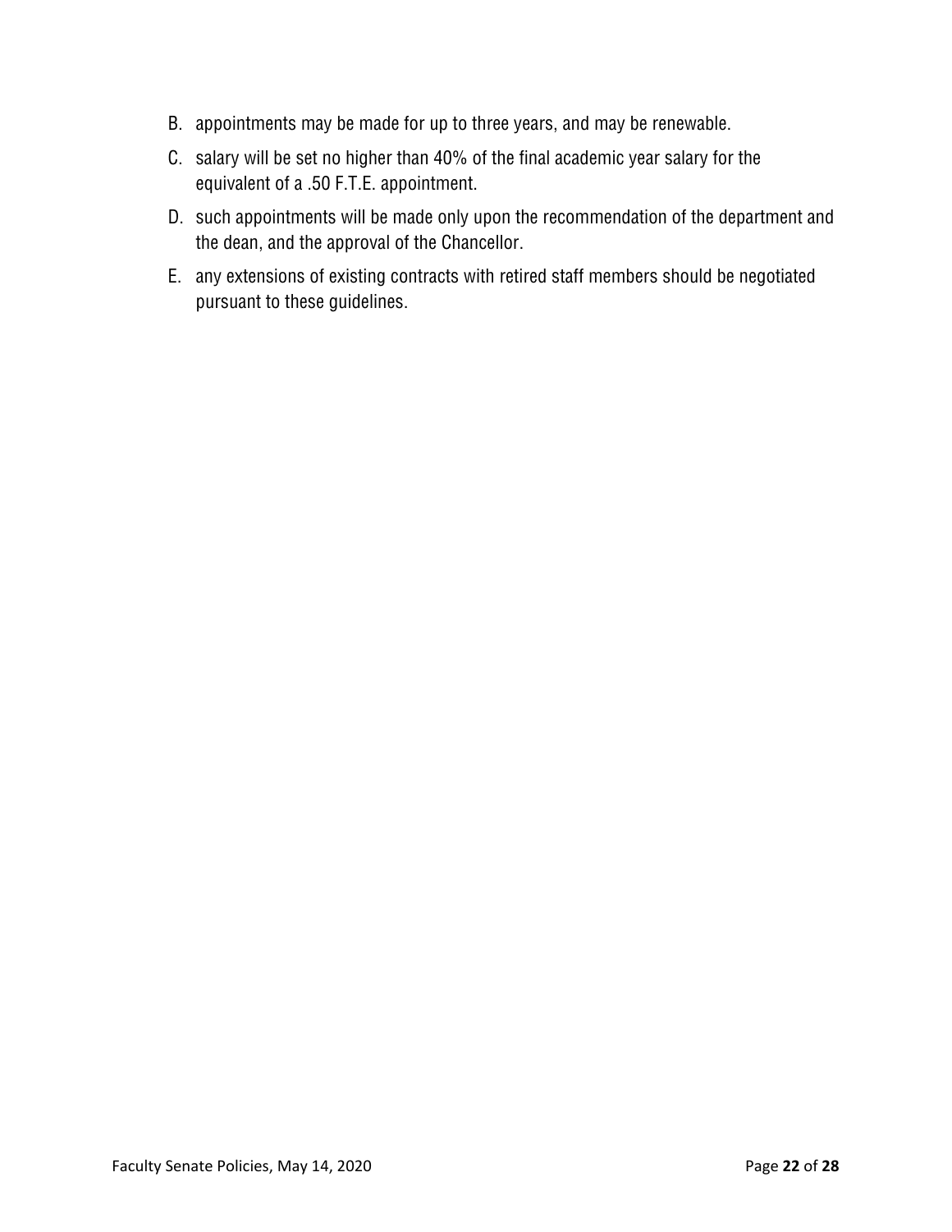B. appointments may be made for up to three years, and may be renewable.

C. salary will be set no higher than 40% of the final academic year salary for the equivalent of a .50 F.T.E. appointment.

D. such appointments will be made only upon the recommendation of the department and the dean, and the approval of the Chancellor.

E. any extensions of existing contracts with retired staff members should be negotiated pursuant to these guidelines.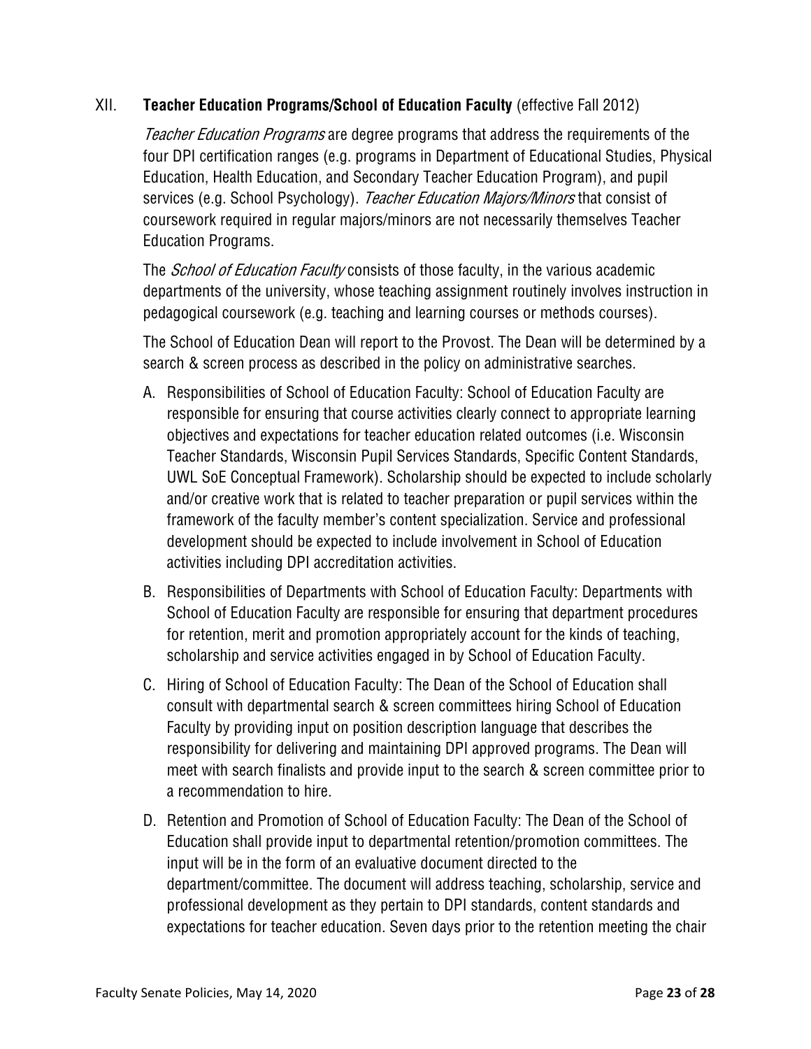## XII. **Teacher Education Programs/School of Education Faculty** (effective Fall 2012)

*Teacher Education Programs* are degree programs that address the requirements of the four DPI certification ranges (e.g. programs in Department of Educational Studies, Physical Education, Health Education, and Secondary Teacher Education Program), and pupil services (e.g. School Psychology). *Teacher Education Majors/Minors* that consist of coursework required in regular majors/minors are not necessarily themselves Teacher Education Programs.

The *School of Education Faculty* consists of those faculty, in the various academic departments of the university, whose teaching assignment routinely involves instruction in pedagogical coursework (e.g. teaching and learning courses or methods courses).

The School of Education Dean will report to the Provost. The Dean will be determined by a search & screen process as described in the policy on administrative searches.

A. Responsibilities of School of Education Faculty: School of Education Faculty are responsible for ensuring that course activities clearly connect to appropriate learning objectives and expectations for teacher education related outcomes (i.e. Wisconsin Teacher Standards, Wisconsin Pupil Services Standards, Specific Content Standards, UWL SoE Conceptual Framework). Scholarship should be expected to include scholarly and/or creative work that is related to teacher preparation or pupil services within the framework of the faculty member's content specialization. Service and professional development should be expected to include involvement in School of Education activities including DPI accreditation activities.

B. Responsibilities of Departments with School of Education Faculty: Departments with School of Education Faculty are responsible for ensuring that department procedures for retention, merit and promotion appropriately account for the kinds of teaching, scholarship and service activities engaged in by School of Education Faculty.

C. Hiring of School of Education Faculty: The Dean of the School of Education shall consult with departmental search & screen committees hiring School of Education Faculty by providing input on position description language that describes the responsibility for delivering and maintaining DPI approved programs. The Dean will meet with search finalists and provide input to the search & screen committee prior to a recommendation to hire.

D. Retention and Promotion of School of Education Faculty: The Dean of the School of Education shall provide input to departmental retention/promotion committees. The input will be in the form of an evaluative document directed to the department/committee. The document will address teaching, scholarship, service and professional development as they pertain to DPI standards, content standards and expectations for teacher education. Seven days prior to the retention meeting the chair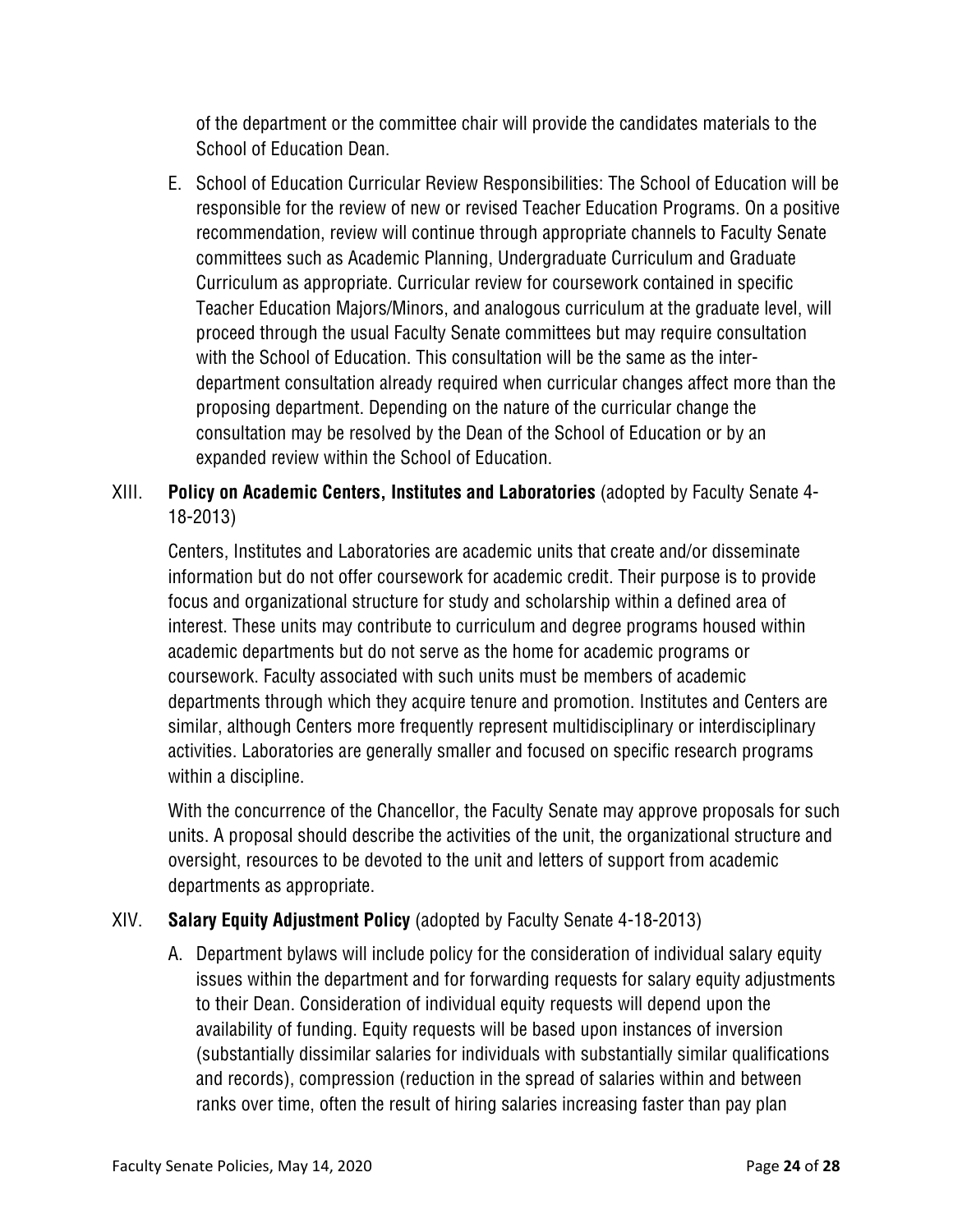of the department or the committee chair will provide the candidates materials to the School of Education Dean.

E. School of Education Curricular Review Responsibilities: The School of Education will be responsible for the review of new or revised Teacher Education Programs. On a positive recommendation, review will continue through appropriate channels to Faculty Senate committees such as Academic Planning, Undergraduate Curriculum and Graduate Curriculum as appropriate. Curricular review for coursework contained in specific Teacher Education Majors/Minors, and analogous curriculum at the graduate level, will proceed through the usual Faculty Senate committees but may require consultation with the School of Education. This consultation will be the same as the inter-department consultation already required when curricular changes affect more than the proposing department. Depending on the nature of the curricular change the consultation may be resolved by the Dean of the School of Education or by an expanded review within the School of Education.

XIII. **Policy on Academic Centers, Institutes and Laboratories** (adopted by Faculty Senate 4-18-2013)

Centers, Institutes and Laboratories are academic units that create and/or disseminate information but do not offer coursework for academic credit. Their purpose is to provide focus and organizational structure for study and scholarship within a defined area of interest. These units may contribute to curriculum and degree programs housed within academic departments but do not serve as the home for academic programs or coursework. Faculty associated with such units must be members of academic departments through which they acquire tenure and promotion. Institutes and Centers are similar, although Centers more frequently represent multidisciplinary or interdisciplinary activities. Laboratories are generally smaller and focused on specific research programs within a discipline.

With the concurrence of the Chancellor, the Faculty Senate may approve proposals for such units. A proposal should describe the activities of the unit, the organizational structure and oversight, resources to be devoted to the unit and letters of support from academic departments as appropriate.

XIV. **Salary Equity Adjustment Policy** (adopted by Faculty Senate 4-18-2013)

A. Department bylaws will include policy for the consideration of individual salary equity issues within the department and for forwarding requests for salary equity adjustments to their Dean. Consideration of individual equity requests will depend upon the availability of funding. Equity requests will be based upon instances of inversion (substantially dissimilar salaries for individuals with substantially similar qualifications and records), compression (reduction in the spread of salaries within and between ranks over time, often the result of hiring salaries increasing faster than pay plan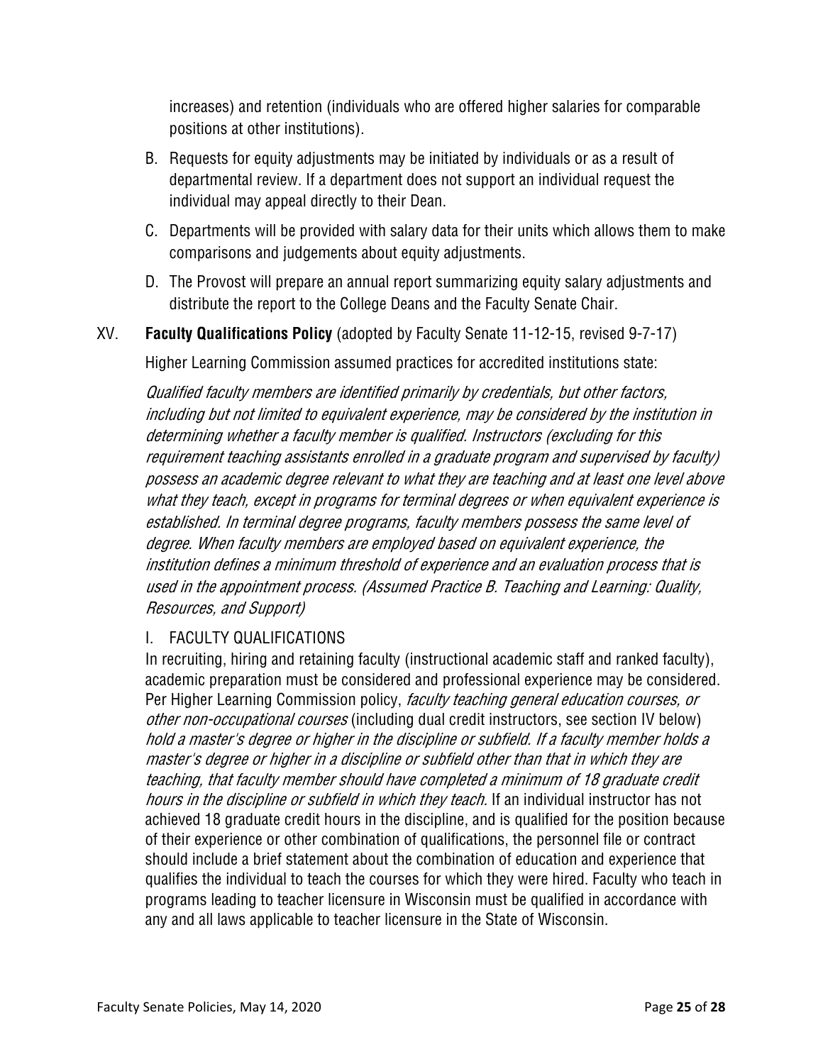increases) and retention (individuals who are offered higher salaries for comparable positions at other institutions).

B. Requests for equity adjustments may be initiated by individuals or as a result of departmental review. If a department does not support an individual request the individual may appeal directly to their Dean.

C. Departments will be provided with salary data for their units which allows them to make comparisons and judgements about equity adjustments.

D. The Provost will prepare an annual report summarizing equity salary adjustments and distribute the report to the College Deans and the Faculty Senate Chair.

XV. **Faculty Qualifications Policy** (adopted by Faculty Senate 11-12-15, revised 9-7-17)

Higher Learning Commission assumed practices for accredited institutions state:

*Qualified faculty members are identified primarily by credentials, but other factors, including but not limited to equivalent experience, may be considered by the institution in determining whether a faculty member is qualified. Instructors (excluding for this requirement teaching assistants enrolled in a graduate program and supervised by faculty) possess an academic degree relevant to what they are teaching and at least one level above what they teach, except in programs for terminal degrees or when equivalent experience is established. In terminal degree programs, faculty members possess the same level of degree. When faculty members are employed based on equivalent experience, the institution defines a minimum threshold of experience and an evaluation process that is used in the appointment process. (Assumed Practice B. Teaching and Learning: Quality, Resources, and Support)*

I. FACULTY QUALIFICATIONS

In recruiting, hiring and retaining faculty (instructional academic staff and ranked faculty), academic preparation must be considered and professional experience may be considered. Per Higher Learning Commission policy, *faculty teaching general education courses, or other non-occupational courses* (including dual credit instructors, see section IV below) *hold a master's degree or higher in the discipline or subfield. If a faculty member holds a master's degree or higher in a discipline or subfield other than that in which they are teaching, that faculty member should have completed a minimum of 18 graduate credit hours in the discipline or subfield in which they teach.* If an individual instructor has not achieved 18 graduate credit hours in the discipline, and is qualified for the position because of their experience or other combination of qualifications, the personnel file or contract should include a brief statement about the combination of education and experience that qualifies the individual to teach the courses for which they were hired. Faculty who teach in programs leading to teacher licensure in Wisconsin must be qualified in accordance with any and all laws applicable to teacher licensure in the State of Wisconsin.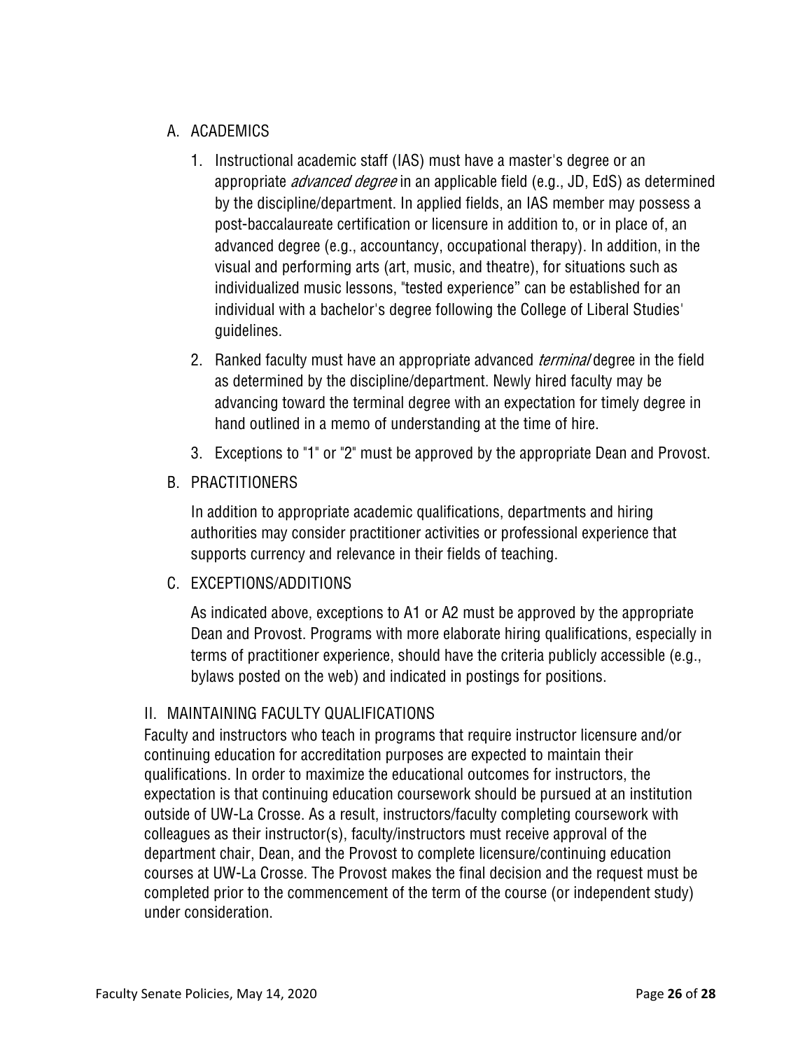A. ACADEMICS

1. Instructional academic staff (IAS) must have a master's degree or an appropriate *advanced degree* in an applicable field (e.g., JD, EdS) as determined by the discipline/department. In applied fields, an IAS member may possess a post-baccalaureate certification or licensure in addition to, or in place of, an advanced degree (e.g., accountancy, occupational therapy). In addition, in the visual and performing arts (art, music, and theatre), for situations such as individualized music lessons, "tested experience" can be established for an individual with a bachelor's degree following the College of Liberal Studies' guidelines.
2. Ranked faculty must have an appropriate advanced *terminal* degree in the field as determined by the discipline/department. Newly hired faculty may be advancing toward the terminal degree with an expectation for timely degree in hand outlined in a memo of understanding at the time of hire.
3. Exceptions to "1" or "2" must be approved by the appropriate Dean and Provost.

B. PRACTITIONERS

In addition to appropriate academic qualifications, departments and hiring authorities may consider practitioner activities or professional experience that supports currency and relevance in their fields of teaching.

C. EXCEPTIONS/ADDITIONS

As indicated above, exceptions to A1 or A2 must be approved by the appropriate Dean and Provost. Programs with more elaborate hiring qualifications, especially in terms of practitioner experience, should have the criteria publicly accessible (e.g., bylaws posted on the web) and indicated in postings for positions.

## II. MAINTAINING FACULTY QUALIFICATIONS

Faculty and instructors who teach in programs that require instructor licensure and/or continuing education for accreditation purposes are expected to maintain their qualifications. In order to maximize the educational outcomes for instructors, the expectation is that continuing education coursework should be pursued at an institution outside of UW-La Crosse. As a result, instructors/faculty completing coursework with colleagues as their instructor(s), faculty/instructors must receive approval of the department chair, Dean, and the Provost to complete licensure/continuing education courses at UW-La Crosse. The Provost makes the final decision and the request must be completed prior to the commencement of the term of the course (or independent study) under consideration.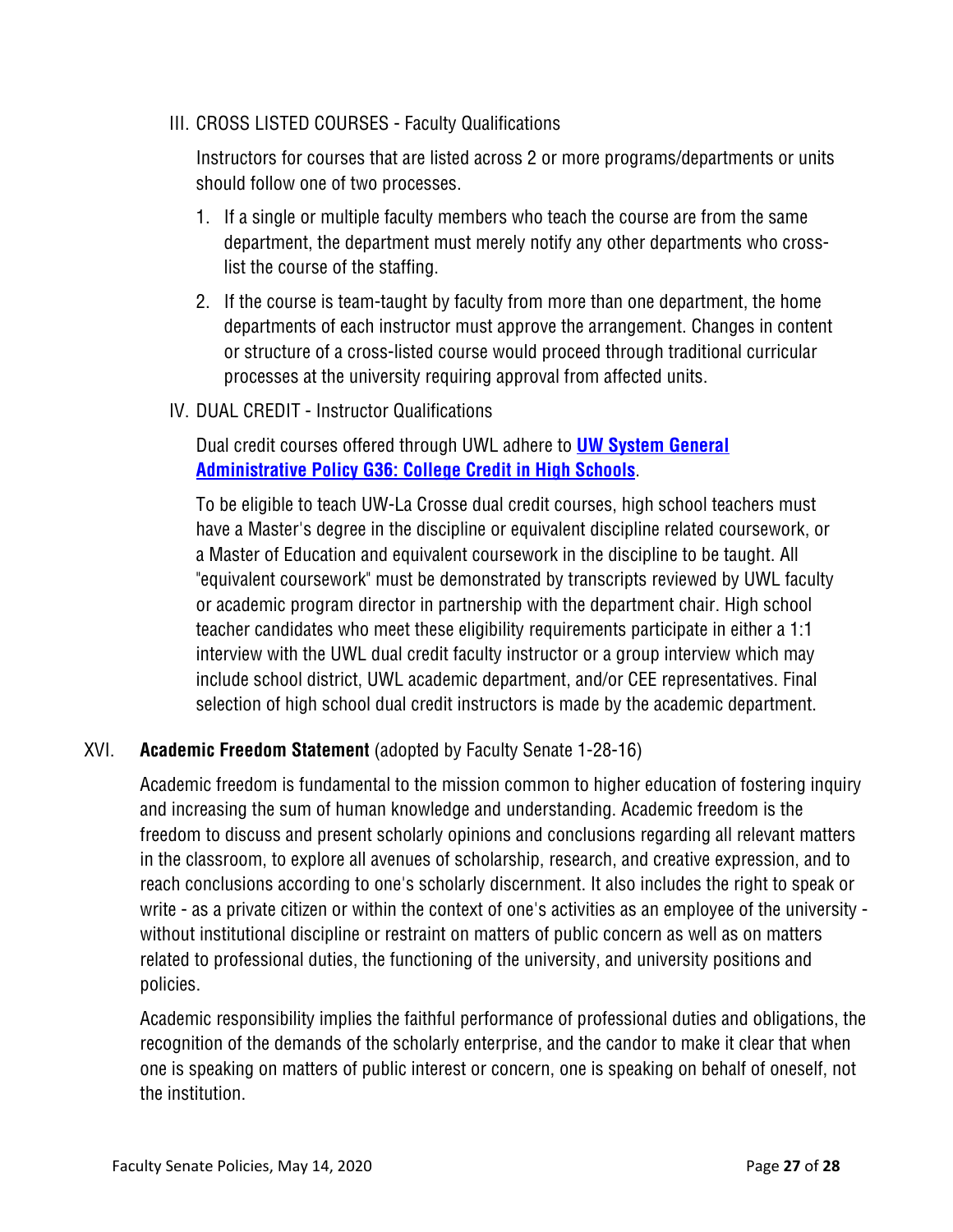III. CROSS LISTED COURSES - Faculty Qualifications

Instructors for courses that are listed across 2 or more programs/departments or units should follow one of two processes.

1. If a single or multiple faculty members who teach the course are from the same department, the department must merely notify any other departments who cross-list the course of the staffing.
2. If the course is team-taught by faculty from more than one department, the home departments of each instructor must approve the arrangement. Changes in content or structure of a cross-listed course would proceed through traditional curricular processes at the university requiring approval from affected units.

IV. DUAL CREDIT - Instructor Qualifications

Dual credit courses offered through UWL adhere to **UW System General Administrative Policy G36: College Credit in High Schools**.

To be eligible to teach UW-La Crosse dual credit courses, high school teachers must have a Master's degree in the discipline or equivalent discipline related coursework, or a Master of Education and equivalent coursework in the discipline to be taught. All "equivalent coursework" must be demonstrated by transcripts reviewed by UWL faculty or academic program director in partnership with the department chair. High school teacher candidates who meet these eligibility requirements participate in either a 1:1 interview with the UWL dual credit faculty instructor or a group interview which may include school district, UWL academic department, and/or CEE representatives. Final selection of high school dual credit instructors is made by the academic department.

## XVI. **Academic Freedom Statement** (adopted by Faculty Senate 1-28-16)

Academic freedom is fundamental to the mission common to higher education of fostering inquiry and increasing the sum of human knowledge and understanding. Academic freedom is the freedom to discuss and present scholarly opinions and conclusions regarding all relevant matters in the classroom, to explore all avenues of scholarship, research, and creative expression, and to reach conclusions according to one's scholarly discernment. It also includes the right to speak or write - as a private citizen or within the context of one's activities as an employee of the university - without institutional discipline or restraint on matters of public concern as well as on matters related to professional duties, the functioning of the university, and university positions and policies.

Academic responsibility implies the faithful performance of professional duties and obligations, the recognition of the demands of the scholarly enterprise, and the candor to make it clear that when one is speaking on matters of public interest or concern, one is speaking on behalf of oneself, not the institution.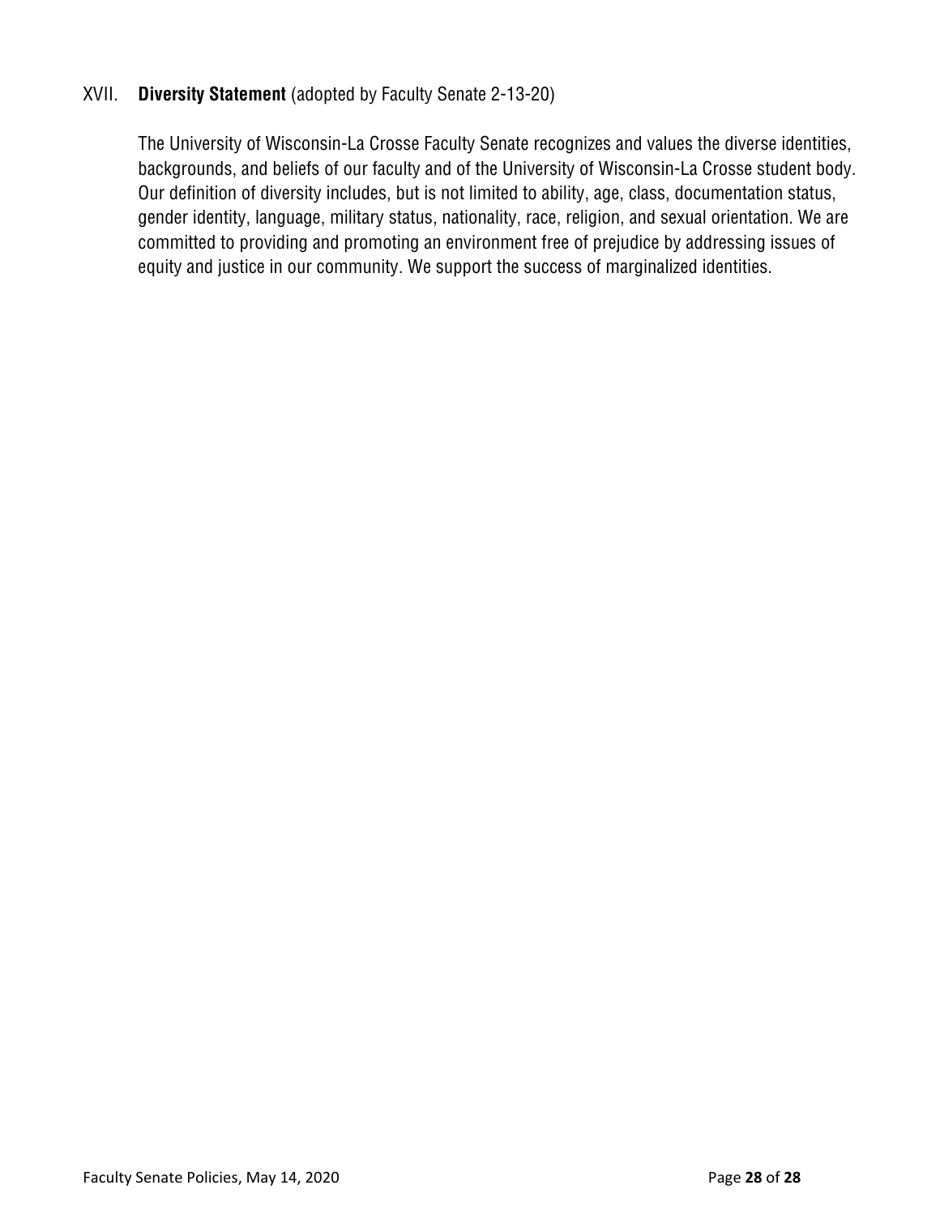## XVII. **Diversity Statement** (adopted by Faculty Senate 2-13-20)

The University of Wisconsin-La Crosse Faculty Senate recognizes and values the diverse identities, backgrounds, and beliefs of our faculty and of the University of Wisconsin-La Crosse student body. Our definition of diversity includes, but is not limited to ability, age, class, documentation status, gender identity, language, military status, nationality, race, religion, and sexual orientation. We are committed to providing and promoting an environment free of prejudice by addressing issues of equity and justice in our community. We support the success of marginalized identities.